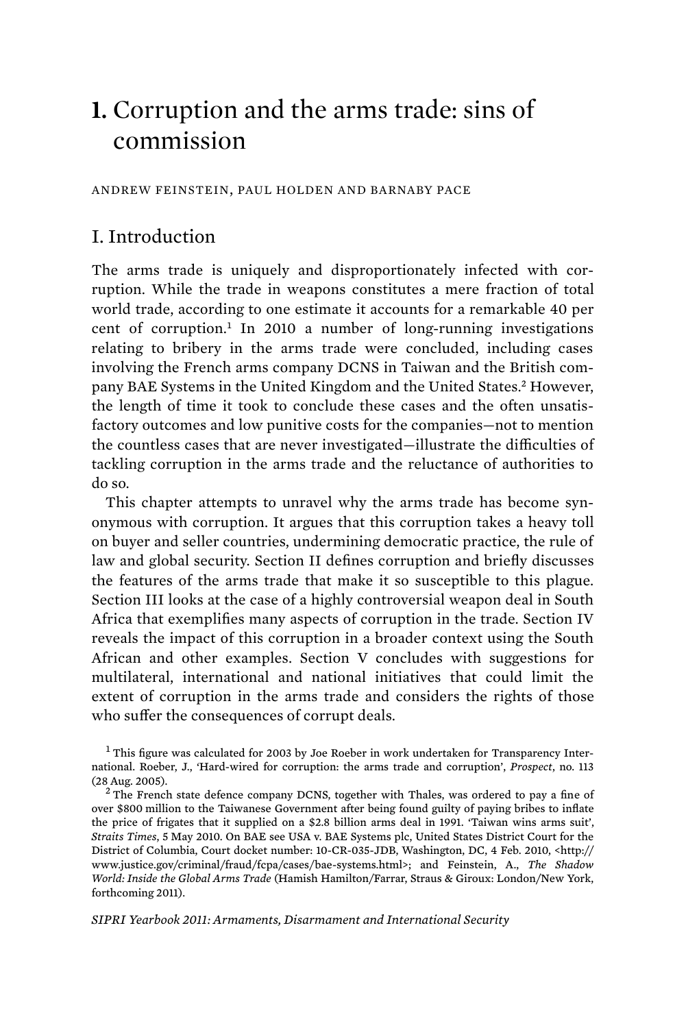# 1. Corruption and the arms trade: sins of commission

ANDREW FEINSTEIN, PAUL HOLDEN AND BARNABY PACE

## I. Introduction

The arms trade is uniquely and disproportionately infected with corruption. While the trade in weapons constitutes a mere fraction of total world trade, according to one estimate it accounts for a remarkable 40 per cent of corruption.[1] In 2010 a number of long-running investigations relating to bribery in the arms trade were concluded, including cases involving the French arms company DCNS in Taiwan and the British company BAE Systems in the United Kingdom and the United States.[2] However, the length of time it took to conclude these cases and the often unsatisfactory outcomes and low punitive costs for the companies—not to mention the countless cases that are never investigated—illustrate the difficulties of tackling corruption in the arms trade and the reluctance of authorities to do so.

This chapter attempts to unravel why the arms trade has become synonymous with corruption. It argues that this corruption takes a heavy toll on buyer and seller countries, undermining democratic practice, the rule of law and global security. Section II defines corruption and briefly discusses the features of the arms trade that make it so susceptible to this plague. Section III looks at the case of a highly controversial weapon deal in South Africa that exemplifies many aspects of corruption in the trade. Section IV reveals the impact of this corruption in a broader context using the South African and other examples. Section V concludes with suggestions for multilateral, international and national initiatives that could limit the extent of corruption in the arms trade and considers the rights of those who suffer the consequences of corrupt deals.

[1] This figure was calculated for 2003 by Joe Roeber in work undertaken for Transparency International. Roeber, J., 'Hard-wired for corruption: the arms trade and corruption', *Prospect*, no. 113 (28 Aug. 2005).

[2] The French state defence company DCNS, together with Thales, was ordered to pay a fine of over $800 million to the Taiwanese Government after being found guilty of paying bribes to inflate the price of frigates that it supplied on a $2.8 billion arms deal in 1991. 'Taiwan wins arms suit', *Straits Times*, 5 May 2010. On BAE see USA v. BAE Systems plc, United States District Court for the District of Columbia, Court docket number: 10-CR-035-JDB, Washington, DC, 4 Feb. 2010, <http://www.justice.gov/criminal/fraud/fcpa/cases/bae-systems.html>; and Feinstein, A., *The Shadow World: Inside the Global Arms Trade* (Hamish Hamilton/Farrar, Straus & Giroux: London/New York, forthcoming 2011).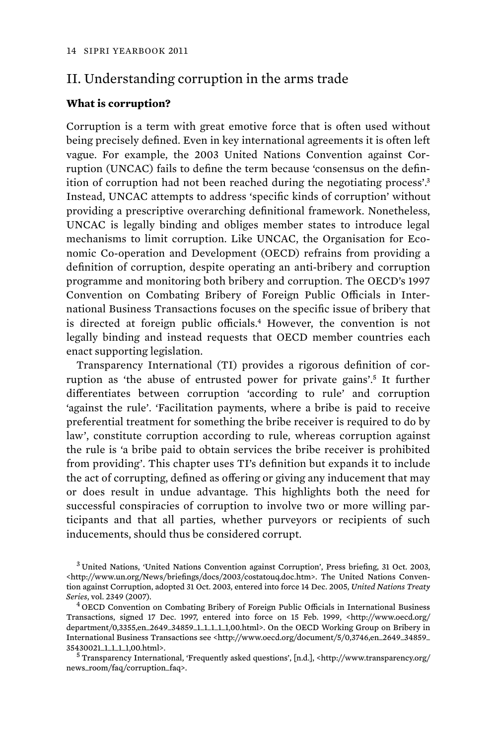## II. Understanding corruption in the arms trade

### What is corruption?

Corruption is a term with great emotive force that is often used without being precisely defined. Even in key international agreements it is often left vague. For example, the 2003 United Nations Convention against Corruption (UNCAC) fails to define the term because 'consensus on the definition of corruption had not been reached during the negotiating process'.[3] Instead, UNCAC attempts to address 'specific kinds of corruption' without providing a prescriptive overarching definitional framework. Nonetheless, UNCAC is legally binding and obliges member states to introduce legal mechanisms to limit corruption. Like UNCAC, the Organisation for Economic Co-operation and Development (OECD) refrains from providing a definition of corruption, despite operating an anti-bribery and corruption programme and monitoring both bribery and corruption. The OECD's 1997 Convention on Combating Bribery of Foreign Public Officials in International Business Transactions focuses on the specific issue of bribery that is directed at foreign public officials.[4] However, the convention is not legally binding and instead requests that OECD member countries each enact supporting legislation.

Transparency International (TI) provides a rigorous definition of corruption as 'the abuse of entrusted power for private gains'.[5] It further differentiates between corruption 'according to rule' and corruption 'against the rule'. 'Facilitation payments, where a bribe is paid to receive preferential treatment for something the bribe receiver is required to do by law', constitute corruption according to rule, whereas corruption against the rule is 'a bribe paid to obtain services the bribe receiver is prohibited from providing'. This chapter uses TI's definition but expands it to include the act of corrupting, defined as offering or giving any inducement that may or does result in undue advantage. This highlights both the need for successful conspiracies of corruption to involve two or more willing participants and that all parties, whether purveyors or recipients of such inducements, should thus be considered corrupt.

[3] United Nations, 'United Nations Convention against Corruption', Press briefing, 31 Oct. 2003, <http://www.un.org/News/briefings/docs/2003/costatouq.doc.htm>. The United Nations Convention against Corruption, adopted 31 Oct. 2003, entered into force 14 Dec. 2005, *United Nations Treaty Series*, vol. 2349 (2007).

[4] OECD Convention on Combating Bribery of Foreign Public Officials in International Business Transactions, signed 17 Dec. 1997, entered into force on 15 Feb. 1999, <http://www.oecd.org/department/0,3355,en_2649_34859_1_1_1_1_1,00.html>. On the OECD Working Group on Bribery in International Business Transactions see <http://www.oecd.org/document/5/0,3746,en_2649_34859_35430021_1_1_1_1,00.html>.

[5] Transparency International, 'Frequently asked questions', [n.d.], <http://www.transparency.org/news_room/faq/corruption_faq>.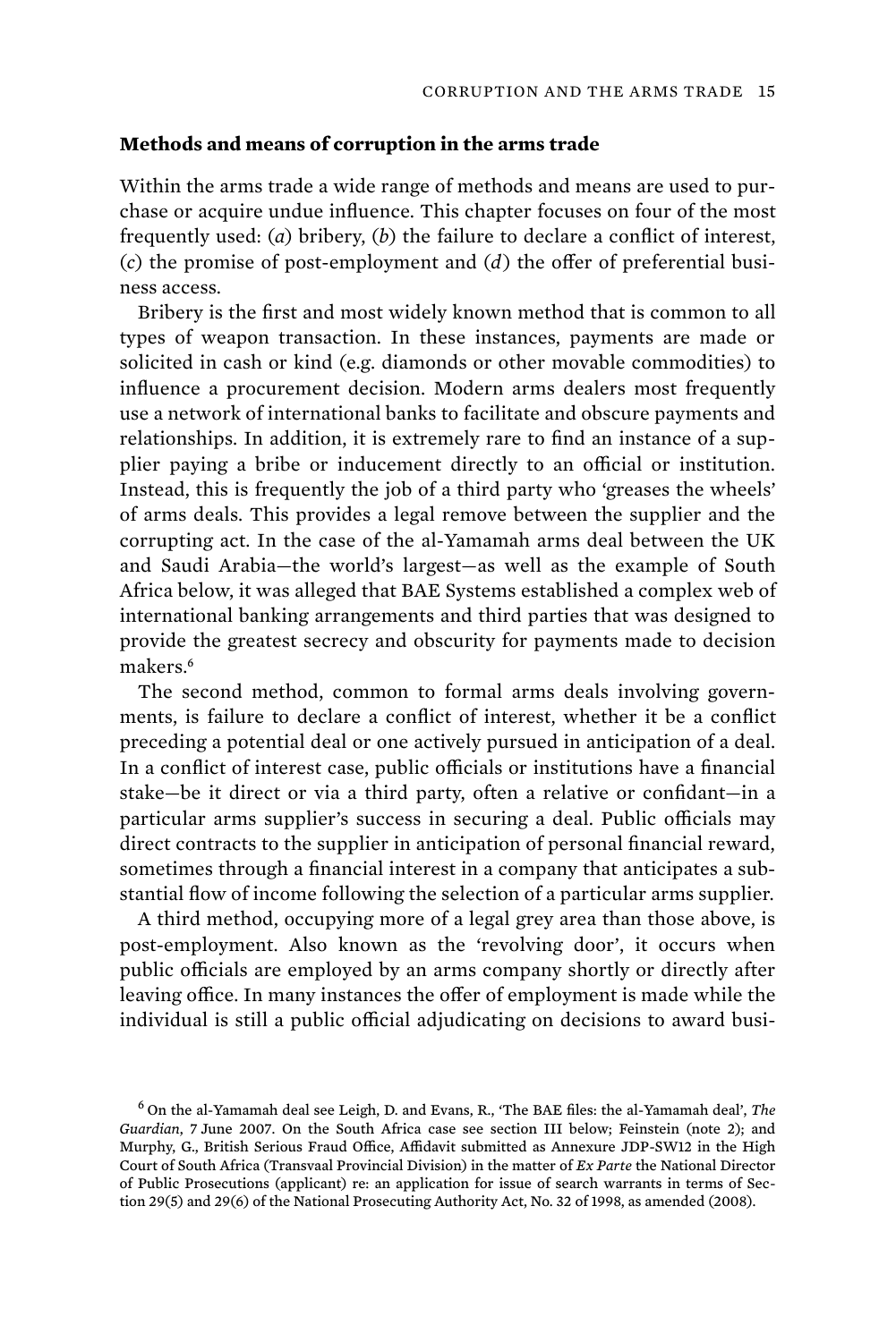### Methods and means of corruption in the arms trade

Within the arms trade a wide range of methods and means are used to purchase or acquire undue influence. This chapter focuses on four of the most frequently used: (*a*) bribery, (*b*) the failure to declare a conflict of interest, (*c*) the promise of post-employment and (*d*) the offer of preferential business access.

Bribery is the first and most widely known method that is common to all types of weapon transaction. In these instances, payments are made or solicited in cash or kind (e.g. diamonds or other movable commodities) to influence a procurement decision. Modern arms dealers most frequently use a network of international banks to facilitate and obscure payments and relationships. In addition, it is extremely rare to find an instance of a supplier paying a bribe or inducement directly to an official or institution. Instead, this is frequently the job of a third party who 'greases the wheels' of arms deals. This provides a legal remove between the supplier and the corrupting act. In the case of the al-Yamamah arms deal between the UK and Saudi Arabia—the world's largest—as well as the example of South Africa below, it was alleged that BAE Systems established a complex web of international banking arrangements and third parties that was designed to provide the greatest secrecy and obscurity for payments made to decision makers.[6]

The second method, common to formal arms deals involving governments, is failure to declare a conflict of interest, whether it be a conflict preceding a potential deal or one actively pursued in anticipation of a deal. In a conflict of interest case, public officials or institutions have a financial stake—be it direct or via a third party, often a relative or confidant—in a particular arms supplier's success in securing a deal. Public officials may direct contracts to the supplier in anticipation of personal financial reward, sometimes through a financial interest in a company that anticipates a substantial flow of income following the selection of a particular arms supplier.

A third method, occupying more of a legal grey area than those above, is post-employment. Also known as the 'revolving door', it occurs when public officials are employed by an arms company shortly or directly after leaving office. In many instances the offer of employment is made while the individual is still a public official adjudicating on decisions to award busi-

[6] On the al-Yamamah deal see Leigh, D. and Evans, R., 'The BAE files: the al-Yamamah deal', *The Guardian*, 7 June 2007. On the South Africa case see section III below; Feinstein (note 2); and Murphy, G., British Serious Fraud Office, Affidavit submitted as Annexure JDP-SW12 in the High Court of South Africa (Transvaal Provincial Division) in the matter of *Ex Parte* the National Director of Public Prosecutions (applicant) re: an application for issue of search warrants in terms of Section 29(5) and 29(6) of the National Prosecuting Authority Act, No. 32 of 1998, as amended (2008).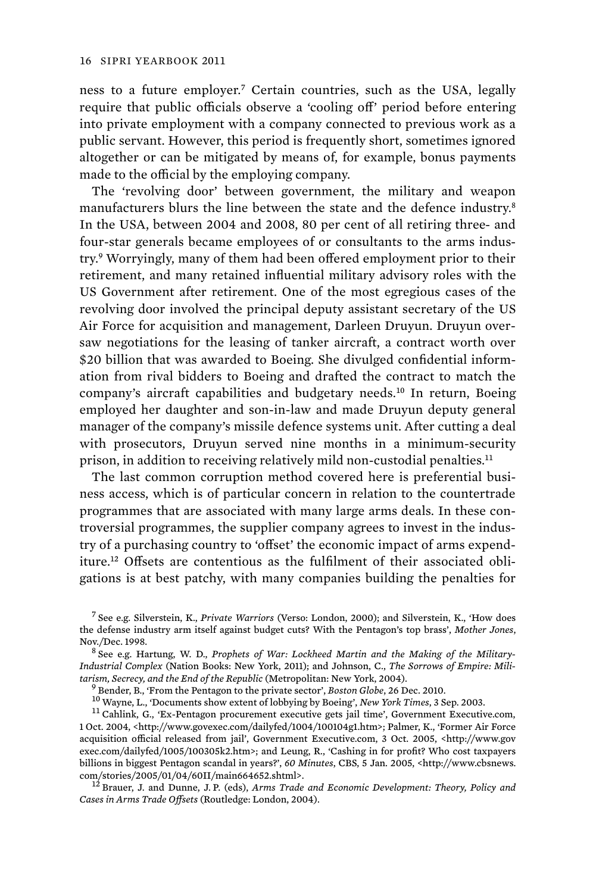ness to a future employer.[7] Certain countries, such as the USA, legally require that public officials observe a 'cooling off' period before entering into private employment with a company connected to previous work as a public servant. However, this period is frequently short, sometimes ignored altogether or can be mitigated by means of, for example, bonus payments made to the official by the employing company.

The 'revolving door' between government, the military and weapon manufacturers blurs the line between the state and the defence industry.[8] In the USA, between 2004 and 2008, 80 per cent of all retiring three- and four-star generals became employees of or consultants to the arms industry.[9] Worryingly, many of them had been offered employment prior to their retirement, and many retained influential military advisory roles with the US Government after retirement. One of the most egregious cases of the revolving door involved the principal deputy assistant secretary of the US Air Force for acquisition and management, Darleen Druyun. Druyun oversaw negotiations for the leasing of tanker aircraft, a contract worth over $20 billion that was awarded to Boeing. She divulged confidential information from rival bidders to Boeing and drafted the contract to match the company's aircraft capabilities and budgetary needs.[10] In return, Boeing employed her daughter and son-in-law and made Druyun deputy general manager of the company's missile defence systems unit. After cutting a deal with prosecutors, Druyun served nine months in a minimum-security prison, in addition to receiving relatively mild non-custodial penalties.[11]

The last common corruption method covered here is preferential business access, which is of particular concern in relation to the countertrade programmes that are associated with many large arms deals. In these controversial programmes, the supplier company agrees to invest in the industry of a purchasing country to 'offset' the economic impact of arms expenditure.[12] Offsets are contentious as the fulfilment of their associated obligations is at best patchy, with many companies building the penalties for

[7] See e.g. Silverstein, K., *Private Warriors* (Verso: London, 2000); and Silverstein, K., 'How does the defense industry arm itself against budget cuts? With the Pentagon's top brass', *Mother Jones*, Nov./Dec. 1998.

[8] See e.g. Hartung, W. D., *Prophets of War: Lockheed Martin and the Making of the Military-Industrial Complex* (Nation Books: New York, 2011); and Johnson, C., *The Sorrows of Empire: Militarism, Secrecy, and the End of the Republic* (Metropolitan: New York, 2004).

[9] Bender, B., 'From the Pentagon to the private sector', *Boston Globe*, 26 Dec. 2010.

[10] Wayne, L., 'Documents show extent of lobbying by Boeing', *New York Times*, 3 Sep. 2003.

[11] Cahlink, G., 'Ex-Pentagon procurement executive gets jail time', Government Executive.com, 1 Oct. 2004, <http://www.govexec.com/dailyfed/1004/100104g1.htm>; Palmer, K., 'Former Air Force acquisition official released from jail', Government Executive.com, 3 Oct. 2005, <http://www.govexec.com/dailyfed/1005/100305k2.htm>; and Leung, R., 'Cashing in for profit? Who cost taxpayers billions in biggest Pentagon scandal in years?', *60 Minutes*, CBS, 5 Jan. 2005, <http://www.cbsnews.com/stories/2005/01/04/60II/main664652.shtml>.

[12] Brauer, J. and Dunne, J. P. (eds), *Arms Trade and Economic Development: Theory, Policy and Cases in Arms Trade Offsets* (Routledge: London, 2004).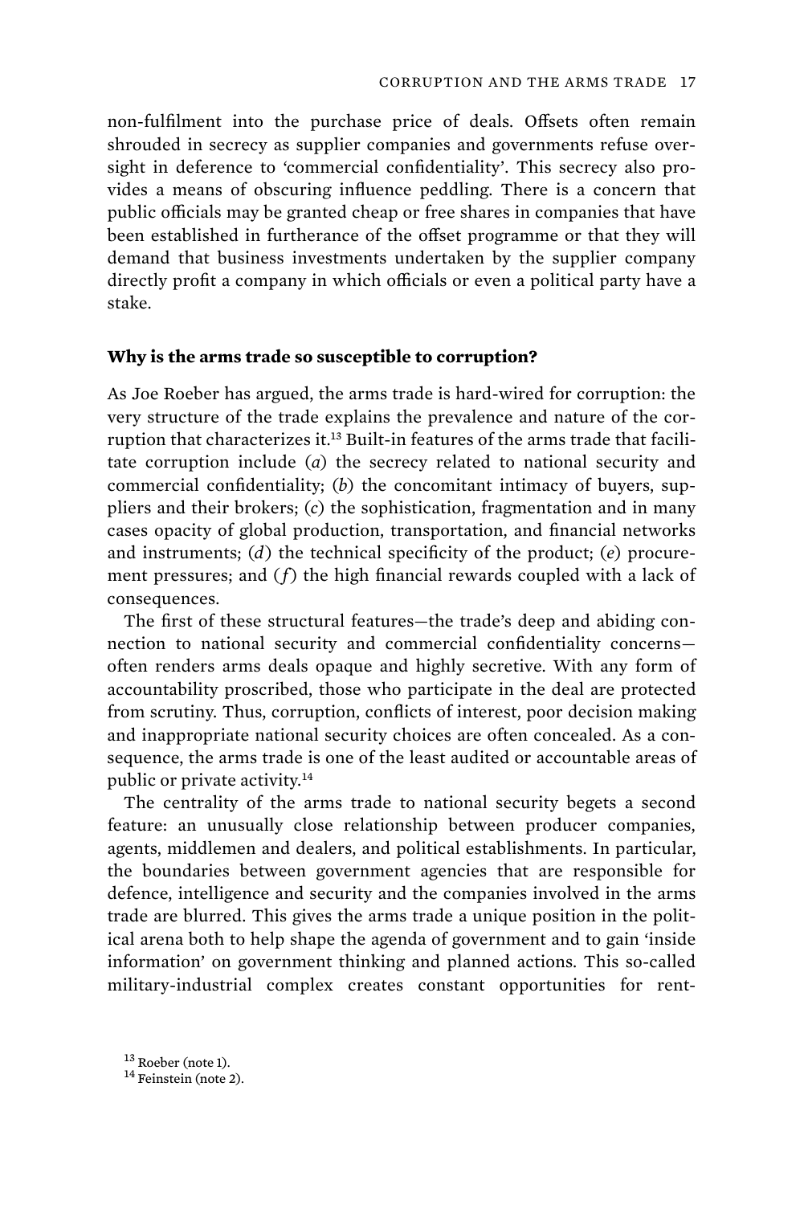non-fulfilment into the purchase price of deals. Offsets often remain shrouded in secrecy as supplier companies and governments refuse oversight in deference to 'commercial confidentiality'. This secrecy also provides a means of obscuring influence peddling. There is a concern that public officials may be granted cheap or free shares in companies that have been established in furtherance of the offset programme or that they will demand that business investments undertaken by the supplier company directly profit a company in which officials or even a political party have a stake.

### Why is the arms trade so susceptible to corruption?

As Joe Roeber has argued, the arms trade is hard-wired for corruption: the very structure of the trade explains the prevalence and nature of the corruption that characterizes it.[13] Built-in features of the arms trade that facilitate corruption include (*a*) the secrecy related to national security and commercial confidentiality; (*b*) the concomitant intimacy of buyers, suppliers and their brokers; (*c*) the sophistication, fragmentation and in many cases opacity of global production, transportation, and financial networks and instruments; (*d*) the technical specificity of the product; (*e*) procurement pressures; and (*f*) the high financial rewards coupled with a lack of consequences.

The first of these structural features—the trade's deep and abiding connection to national security and commercial confidentiality concerns—often renders arms deals opaque and highly secretive. With any form of accountability proscribed, those who participate in the deal are protected from scrutiny. Thus, corruption, conflicts of interest, poor decision making and inappropriate national security choices are often concealed. As a consequence, the arms trade is one of the least audited or accountable areas of public or private activity.[14]

The centrality of the arms trade to national security begets a second feature: an unusually close relationship between producer companies, agents, middlemen and dealers, and political establishments. In particular, the boundaries between government agencies that are responsible for defence, intelligence and security and the companies involved in the arms trade are blurred. This gives the arms trade a unique position in the political arena both to help shape the agenda of government and to gain 'inside information' on government thinking and planned actions. This so-called military-industrial complex creates constant opportunities for rent-

[13] Roeber (note 1).

[14] Feinstein (note 2).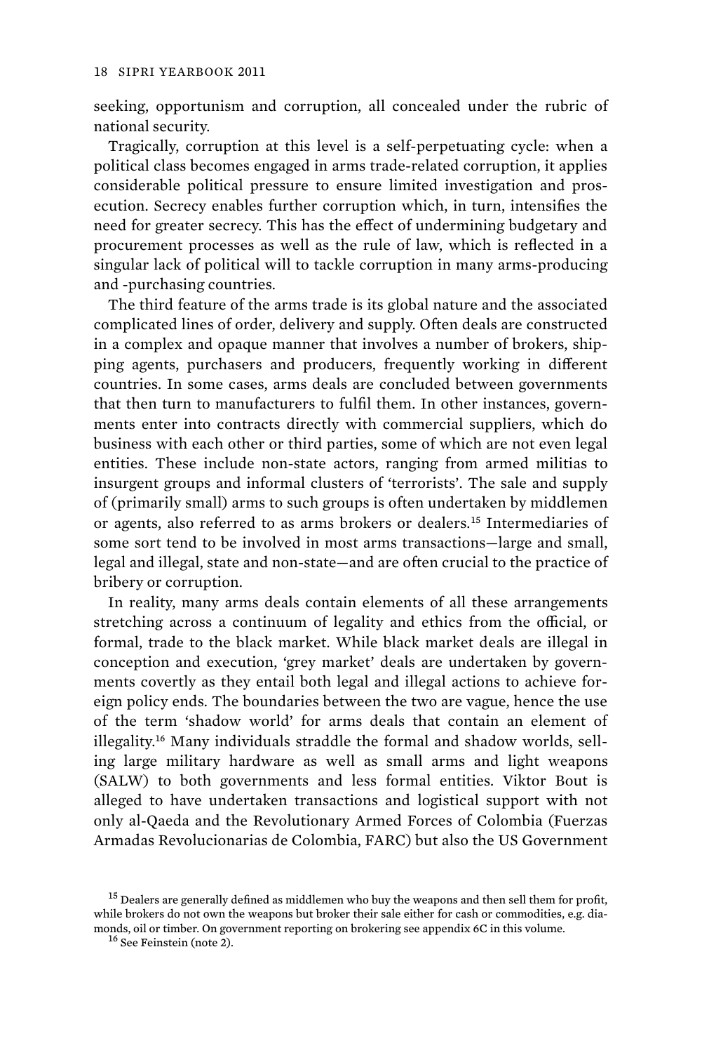seeking, opportunism and corruption, all concealed under the rubric of national security.

Tragically, corruption at this level is a self-perpetuating cycle: when a political class becomes engaged in arms trade-related corruption, it applies considerable political pressure to ensure limited investigation and prosecution. Secrecy enables further corruption which, in turn, intensifies the need for greater secrecy. This has the effect of undermining budgetary and procurement processes as well as the rule of law, which is reflected in a singular lack of political will to tackle corruption in many arms-producing and -purchasing countries.

The third feature of the arms trade is its global nature and the associated complicated lines of order, delivery and supply. Often deals are constructed in a complex and opaque manner that involves a number of brokers, shipping agents, purchasers and producers, frequently working in different countries. In some cases, arms deals are concluded between governments that then turn to manufacturers to fulfil them. In other instances, governments enter into contracts directly with commercial suppliers, which do business with each other or third parties, some of which are not even legal entities. These include non-state actors, ranging from armed militias to insurgent groups and informal clusters of 'terrorists'. The sale and supply of (primarily small) arms to such groups is often undertaken by middlemen or agents, also referred to as arms brokers or dealers.[15] Intermediaries of some sort tend to be involved in most arms transactions—large and small, legal and illegal, state and non-state—and are often crucial to the practice of bribery or corruption.

In reality, many arms deals contain elements of all these arrangements stretching across a continuum of legality and ethics from the official, or formal, trade to the black market. While black market deals are illegal in conception and execution, 'grey market' deals are undertaken by governments covertly as they entail both legal and illegal actions to achieve foreign policy ends. The boundaries between the two are vague, hence the use of the term 'shadow world' for arms deals that contain an element of illegality.[16] Many individuals straddle the formal and shadow worlds, selling large military hardware as well as small arms and light weapons (SALW) to both governments and less formal entities. Viktor Bout is alleged to have undertaken transactions and logistical support with not only al-Qaeda and the Revolutionary Armed Forces of Colombia (Fuerzas Armadas Revolucionarias de Colombia, FARC) but also the US Government

[15] Dealers are generally defined as middlemen who buy the weapons and then sell them for profit, while brokers do not own the weapons but broker their sale either for cash or commodities, e.g. diamonds, oil or timber. On government reporting on brokering see appendix 6C in this volume.

[16] See Feinstein (note 2).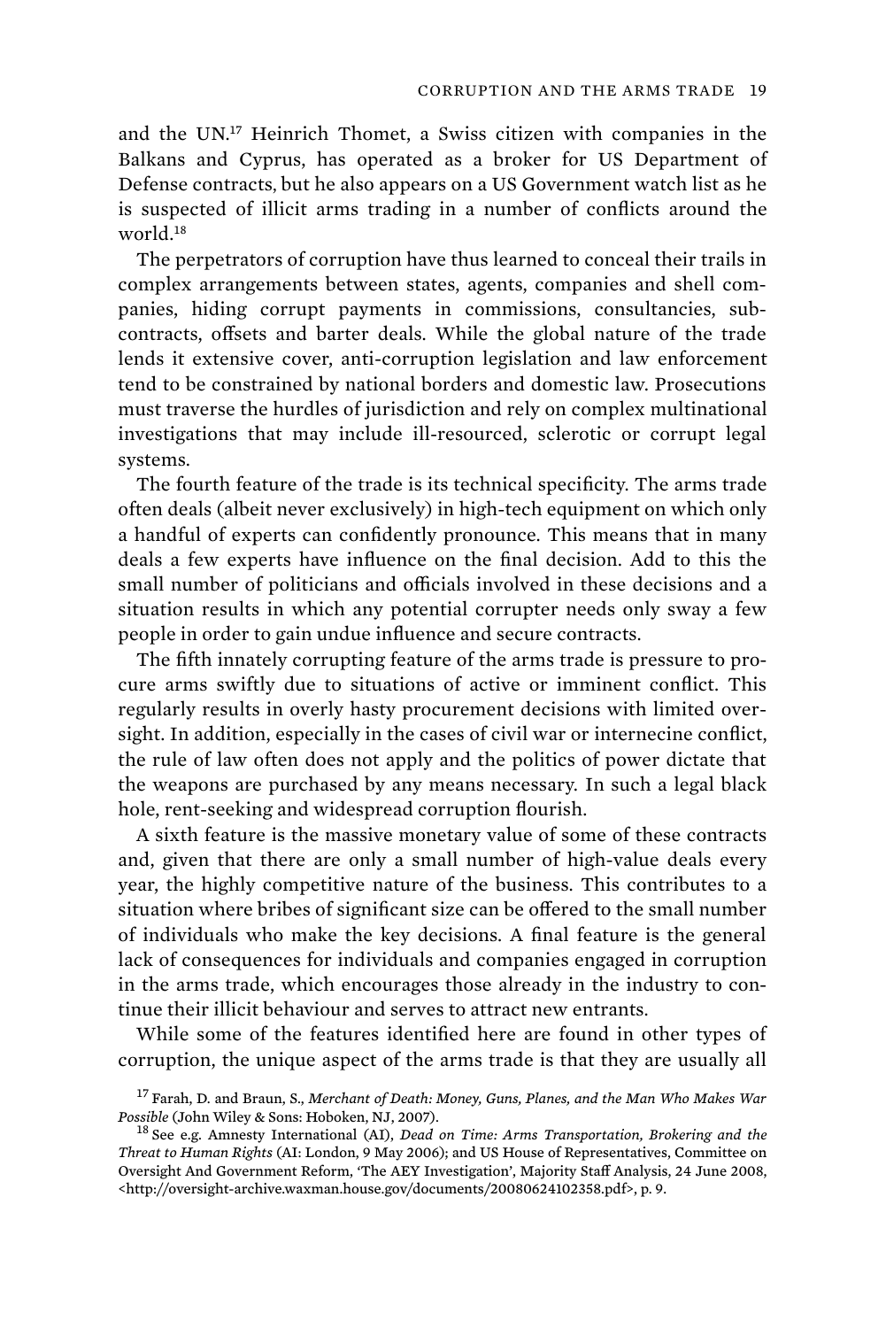and the UN.[17] Heinrich Thomet, a Swiss citizen with companies in the Balkans and Cyprus, has operated as a broker for US Department of Defense contracts, but he also appears on a US Government watch list as he is suspected of illicit arms trading in a number of conflicts around the world.[18]

The perpetrators of corruption have thus learned to conceal their trails in complex arrangements between states, agents, companies and shell companies, hiding corrupt payments in commissions, consultancies, subcontracts, offsets and barter deals. While the global nature of the trade lends it extensive cover, anti-corruption legislation and law enforcement tend to be constrained by national borders and domestic law. Prosecutions must traverse the hurdles of jurisdiction and rely on complex multinational investigations that may include ill-resourced, sclerotic or corrupt legal systems.

The fourth feature of the trade is its technical specificity. The arms trade often deals (albeit never exclusively) in high-tech equipment on which only a handful of experts can confidently pronounce. This means that in many deals a few experts have influence on the final decision. Add to this the small number of politicians and officials involved in these decisions and a situation results in which any potential corrupter needs only sway a few people in order to gain undue influence and secure contracts.

The fifth innately corrupting feature of the arms trade is pressure to procure arms swiftly due to situations of active or imminent conflict. This regularly results in overly hasty procurement decisions with limited oversight. In addition, especially in the cases of civil war or internecine conflict, the rule of law often does not apply and the politics of power dictate that the weapons are purchased by any means necessary. In such a legal black hole, rent-seeking and widespread corruption flourish.

A sixth feature is the massive monetary value of some of these contracts and, given that there are only a small number of high-value deals every year, the highly competitive nature of the business. This contributes to a situation where bribes of significant size can be offered to the small number of individuals who make the key decisions. A final feature is the general lack of consequences for individuals and companies engaged in corruption in the arms trade, which encourages those already in the industry to continue their illicit behaviour and serves to attract new entrants.

While some of the features identified here are found in other types of corruption, the unique aspect of the arms trade is that they are usually all

[17] Farah, D. and Braun, S., *Merchant of Death: Money, Guns, Planes, and the Man Who Makes War Possible* (John Wiley & Sons: Hoboken, NJ, 2007).

[18] See e.g. Amnesty International (AI), *Dead on Time: Arms Transportation, Brokering and the Threat to Human Rights* (AI: London, 9 May 2006); and US House of Representatives, Committee on Oversight And Government Reform, 'The AEY Investigation', Majority Staff Analysis, 24 June 2008, <http://oversight-archive.waxman.house.gov/documents/20080624102358.pdf>, p. 9.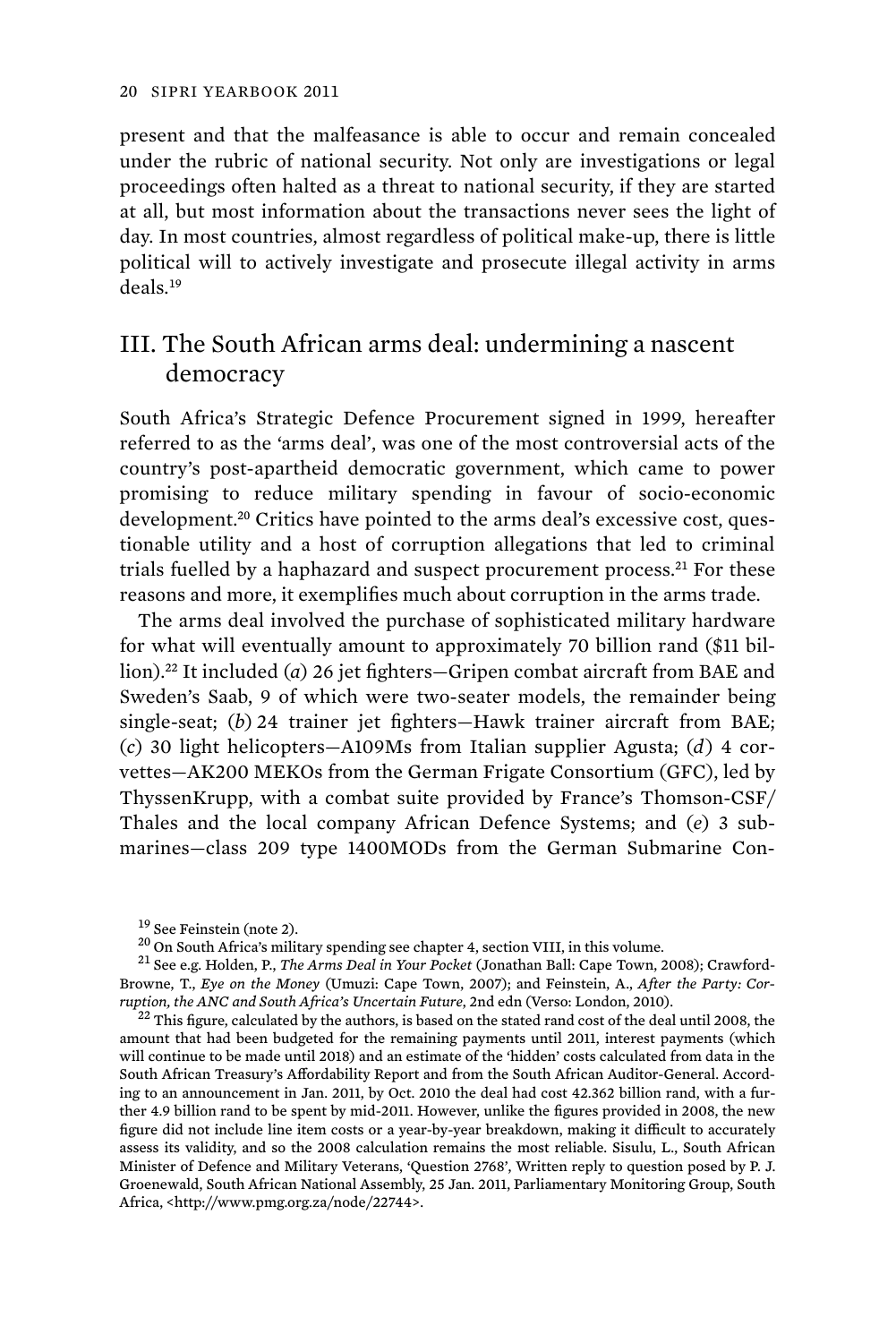present and that the malfeasance is able to occur and remain concealed under the rubric of national security. Not only are investigations or legal proceedings often halted as a threat to national security, if they are started at all, but most information about the transactions never sees the light of day. In most countries, almost regardless of political make-up, there is little political will to actively investigate and prosecute illegal activity in arms deals.[19]

## III. The South African arms deal: undermining a nascent democracy

South Africa's Strategic Defence Procurement signed in 1999, hereafter referred to as the 'arms deal', was one of the most controversial acts of the country's post-apartheid democratic government, which came to power promising to reduce military spending in favour of socio-economic development.[20] Critics have pointed to the arms deal's excessive cost, questionable utility and a host of corruption allegations that led to criminal trials fuelled by a haphazard and suspect procurement process.[21] For these reasons and more, it exemplifies much about corruption in the arms trade.

The arms deal involved the purchase of sophisticated military hardware for what will eventually amount to approximately 70 billion rand ($11 billion).[22] It included (*a*) 26 jet fighters—Gripen combat aircraft from BAE and Sweden's Saab, 9 of which were two-seater models, the remainder being single-seat; (*b*) 24 trainer jet fighters—Hawk trainer aircraft from BAE; (*c*) 30 light helicopters—A109Ms from Italian supplier Agusta; (*d*) 4 corvettes—AK200 MEKOs from the German Frigate Consortium (GFC), led by ThyssenKrupp, with a combat suite provided by France's Thomson-CSF/Thales and the local company African Defence Systems; and (*e*) 3 submarines—class 209 type 1400MODs from the German Submarine Con-

[19] See Feinstein (note 2).

[20] On South Africa's military spending see chapter 4, section VIII, in this volume.

[21] See e.g. Holden, P., *The Arms Deal in Your Pocket* (Jonathan Ball: Cape Town, 2008); Crawford-Browne, T., *Eye on the Money* (Umuzi: Cape Town, 2007); and Feinstein, A., *After the Party: Corruption, the ANC and South Africa's Uncertain Future*, 2nd edn (Verso: London, 2010).

[22] This figure, calculated by the authors, is based on the stated rand cost of the deal until 2008, the amount that had been budgeted for the remaining payments until 2011, interest payments (which will continue to be made until 2018) and an estimate of the 'hidden' costs calculated from data in the South African Treasury's Affordability Report and from the South African Auditor-General. According to an announcement in Jan. 2011, by Oct. 2010 the deal had cost 42.362 billion rand, with a further 4.9 billion rand to be spent by mid-2011. However, unlike the figures provided in 2008, the new figure did not include line item costs or a year-by-year breakdown, making it difficult to accurately assess its validity, and so the 2008 calculation remains the most reliable. Sisulu, L., South African Minister of Defence and Military Veterans, 'Question 2768', Written reply to question posed by P. J. Groenewald, South African National Assembly, 25 Jan. 2011, Parliamentary Monitoring Group, South Africa, <http://www.pmg.org.za/node/22744>.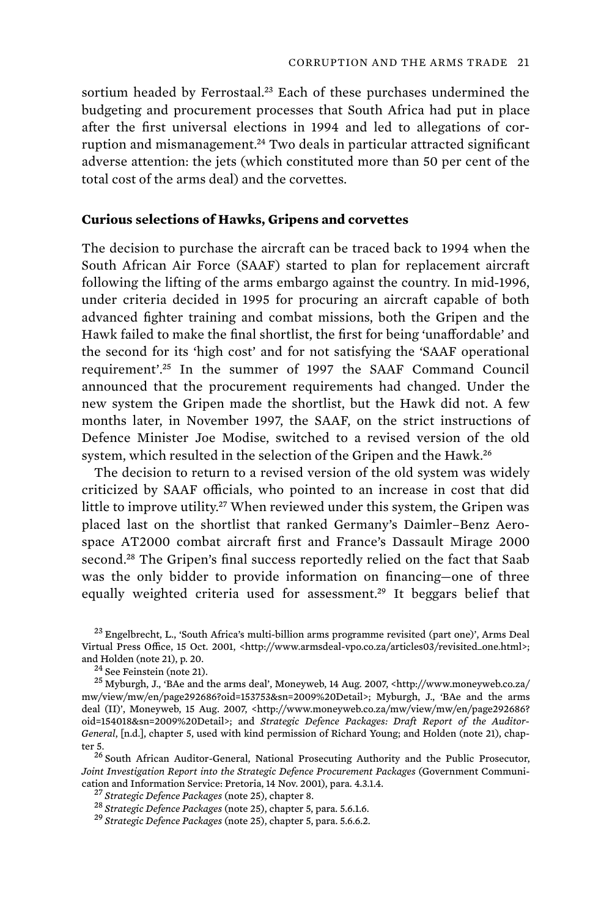sortium headed by Ferrostaal.[23] Each of these purchases undermined the budgeting and procurement processes that South Africa had put in place after the first universal elections in 1994 and led to allegations of corruption and mismanagement.[24] Two deals in particular attracted significant adverse attention: the jets (which constituted more than 50 per cent of the total cost of the arms deal) and the corvettes.

### Curious selections of Hawks, Gripens and corvettes

The decision to purchase the aircraft can be traced back to 1994 when the South African Air Force (SAAF) started to plan for replacement aircraft following the lifting of the arms embargo against the country. In mid-1996, under criteria decided in 1995 for procuring an aircraft capable of both advanced fighter training and combat missions, both the Gripen and the Hawk failed to make the final shortlist, the first for being 'unaffordable' and the second for its 'high cost' and for not satisfying the 'SAAF operational requirement'.[25] In the summer of 1997 the SAAF Command Council announced that the procurement requirements had changed. Under the new system the Gripen made the shortlist, but the Hawk did not. A few months later, in November 1997, the SAAF, on the strict instructions of Defence Minister Joe Modise, switched to a revised version of the old system, which resulted in the selection of the Gripen and the Hawk.[26]

The decision to return to a revised version of the old system was widely criticized by SAAF officials, who pointed to an increase in cost that did little to improve utility.[27] When reviewed under this system, the Gripen was placed last on the shortlist that ranked Germany's Daimler–Benz Aerospace AT2000 combat aircraft first and France's Dassault Mirage 2000 second.[28] The Gripen's final success reportedly relied on the fact that Saab was the only bidder to provide information on financing—one of three equally weighted criteria used for assessment.[29] It beggars belief that

[23] Engelbrecht, L., 'South Africa's multi-billion arms programme revisited (part one)', Arms Deal Virtual Press Office, 15 Oct. 2001, <http://www.armsdeal-vpo.co.za/articles03/revisited_one.html>; and Holden (note 21), p. 20.

[24] See Feinstein (note 21).

[25] Myburgh, J., 'BAe and the arms deal', Moneyweb, 14 Aug. 2007, <http://www.moneyweb.co.za/mw/view/mw/en/page292686?oid=153753&sn=2009%20Detail>; Myburgh, J., 'BAe and the arms deal (II)', Moneyweb, 15 Aug. 2007, <http://www.moneyweb.co.za/mw/view/mw/en/page292686?oid=154018&sn=2009%20Detail>; and *Strategic Defence Packages: Draft Report of the Auditor-General*, [n.d.], chapter 5, used with kind permission of Richard Young; and Holden (note 21), chapter 5.

[26] South African Auditor-General, National Prosecuting Authority and the Public Prosecutor, *Joint Investigation Report into the Strategic Defence Procurement Packages* (Government Communication and Information Service: Pretoria, 14 Nov. 2001), para. 4.3.1.4.

[27] *Strategic Defence Packages* (note 25), chapter 8.

[28] *Strategic Defence Packages* (note 25), chapter 5, para. 5.6.1.6.

[29] *Strategic Defence Packages* (note 25), chapter 5, para. 5.6.6.2.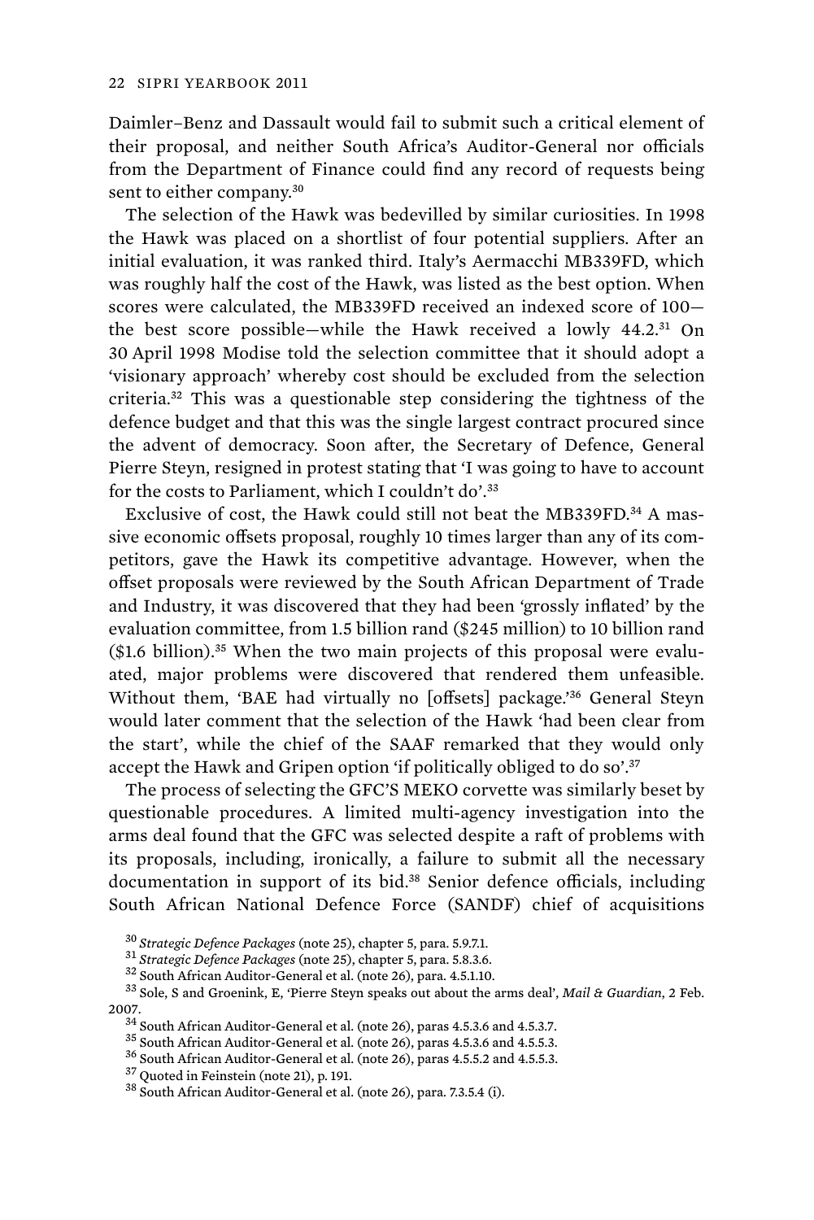Daimler–Benz and Dassault would fail to submit such a critical element of their proposal, and neither South Africa's Auditor-General nor officials from the Department of Finance could find any record of requests being sent to either company.[30]

The selection of the Hawk was bedevilled by similar curiosities. In 1998 the Hawk was placed on a shortlist of four potential suppliers. After an initial evaluation, it was ranked third. Italy's Aermacchi MB339FD, which was roughly half the cost of the Hawk, was listed as the best option. When scores were calculated, the MB339FD received an indexed score of 100—the best score possible—while the Hawk received a lowly 44.2.[31] On 30 April 1998 Modise told the selection committee that it should adopt a 'visionary approach' whereby cost should be excluded from the selection criteria.[32] This was a questionable step considering the tightness of the defence budget and that this was the single largest contract procured since the advent of democracy. Soon after, the Secretary of Defence, General Pierre Steyn, resigned in protest stating that 'I was going to have to account for the costs to Parliament, which I couldn't do'.[33]

Exclusive of cost, the Hawk could still not beat the MB339FD.[34] A massive economic offsets proposal, roughly 10 times larger than any of its competitors, gave the Hawk its competitive advantage. However, when the offset proposals were reviewed by the South African Department of Trade and Industry, it was discovered that they had been 'grossly inflated' by the evaluation committee, from 1.5 billion rand ($245 million) to 10 billion rand ($1.6 billion).[35] When the two main projects of this proposal were evaluated, major problems were discovered that rendered them unfeasible. Without them, 'BAE had virtually no [offsets] package.'[36] General Steyn would later comment that the selection of the Hawk 'had been clear from the start', while the chief of the SAAF remarked that they would only accept the Hawk and Gripen option 'if politically obliged to do so'.[37]

The process of selecting the GFC'S MEKO corvette was similarly beset by questionable procedures. A limited multi-agency investigation into the arms deal found that the GFC was selected despite a raft of problems with its proposals, including, ironically, a failure to submit all the necessary documentation in support of its bid.[38] Senior defence officials, including South African National Defence Force (SANDF) chief of acquisitions

[30] *Strategic Defence Packages* (note 25), chapter 5, para. 5.9.7.1.

[31] *Strategic Defence Packages* (note 25), chapter 5, para. 5.8.3.6.

[32] South African Auditor-General et al. (note 26), para. 4.5.1.10.

[33] Sole, S and Groenink, E, 'Pierre Steyn speaks out about the arms deal', *Mail & Guardian*, 2 Feb. 2007.

[34] South African Auditor-General et al. (note 26), paras 4.5.3.6 and 4.5.3.7.

[35] South African Auditor-General et al. (note 26), paras 4.5.3.6 and 4.5.5.3.

[36] South African Auditor-General et al. (note 26), paras 4.5.5.2 and 4.5.5.3.

[37] Quoted in Feinstein (note 21), p. 191.

[38] South African Auditor-General et al. (note 26), para. 7.3.5.4 (i).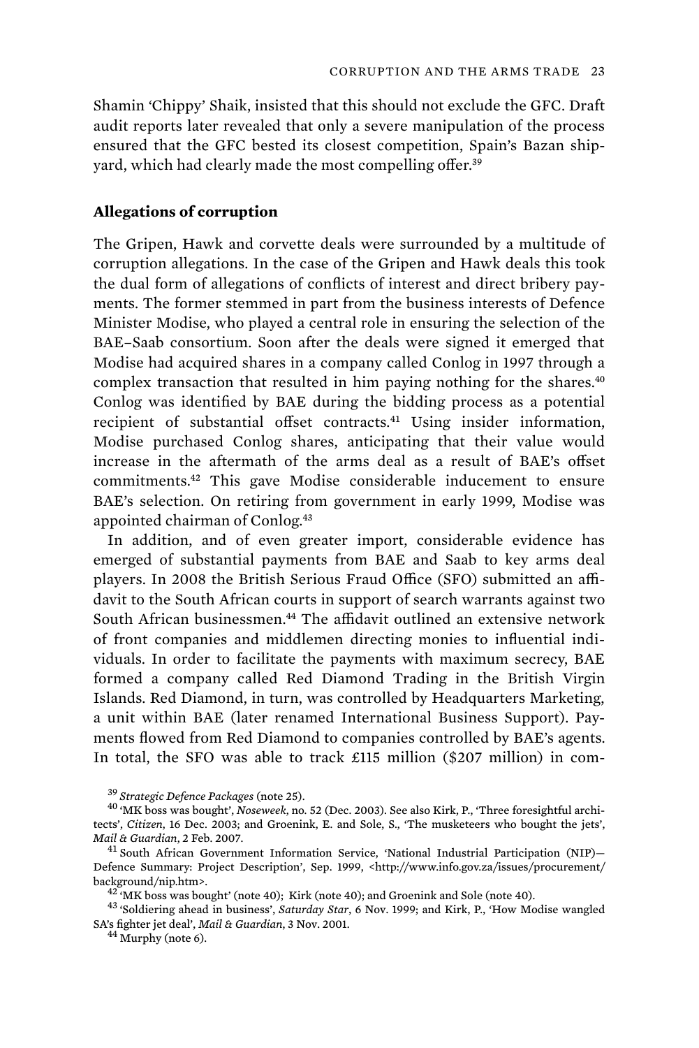Shamin 'Chippy' Shaik, insisted that this should not exclude the GFC. Draft audit reports later revealed that only a severe manipulation of the process ensured that the GFC bested its closest competition, Spain's Bazan shipyard, which had clearly made the most compelling offer.[39]

### Allegations of corruption

The Gripen, Hawk and corvette deals were surrounded by a multitude of corruption allegations. In the case of the Gripen and Hawk deals this took the dual form of allegations of conflicts of interest and direct bribery payments. The former stemmed in part from the business interests of Defence Minister Modise, who played a central role in ensuring the selection of the BAE–Saab consortium. Soon after the deals were signed it emerged that Modise had acquired shares in a company called Conlog in 1997 through a complex transaction that resulted in him paying nothing for the shares.[40] Conlog was identified by BAE during the bidding process as a potential recipient of substantial offset contracts.[41] Using insider information, Modise purchased Conlog shares, anticipating that their value would increase in the aftermath of the arms deal as a result of BAE's offset commitments.[42] This gave Modise considerable inducement to ensure BAE's selection. On retiring from government in early 1999, Modise was appointed chairman of Conlog.[43]

In addition, and of even greater import, considerable evidence has emerged of substantial payments from BAE and Saab to key arms deal players. In 2008 the British Serious Fraud Office (SFO) submitted an affidavit to the South African courts in support of search warrants against two South African businessmen.[44] The affidavit outlined an extensive network of front companies and middlemen directing monies to influential individuals. In order to facilitate the payments with maximum secrecy, BAE formed a company called Red Diamond Trading in the British Virgin Islands. Red Diamond, in turn, was controlled by Headquarters Marketing, a unit within BAE (later renamed International Business Support). Payments flowed from Red Diamond to companies controlled by BAE's agents. In total, the SFO was able to track £115 million ($207 million) in com-

[39] *Strategic Defence Packages* (note 25).

[40] 'MK boss was bought', *Noseweek*, no. 52 (Dec. 2003). See also Kirk, P., 'Three foresightful architects', *Citizen*, 16 Dec. 2003; and Groenink, E. and Sole, S., 'The musketeers who bought the jets', *Mail & Guardian*, 2 Feb. 2007.

[41] South African Government Information Service, 'National Industrial Participation (NIP)—Defence Summary: Project Description', Sep. 1999, <http://www.info.gov.za/issues/procurement/background/nip.htm>.

[42] 'MK boss was bought' (note 40); Kirk (note 40); and Groenink and Sole (note 40).

[43] 'Soldiering ahead in business', *Saturday Star*, 6 Nov. 1999; and Kirk, P., 'How Modise wangled SA's fighter jet deal', *Mail & Guardian*, 3 Nov. 2001.

[44] Murphy (note 6).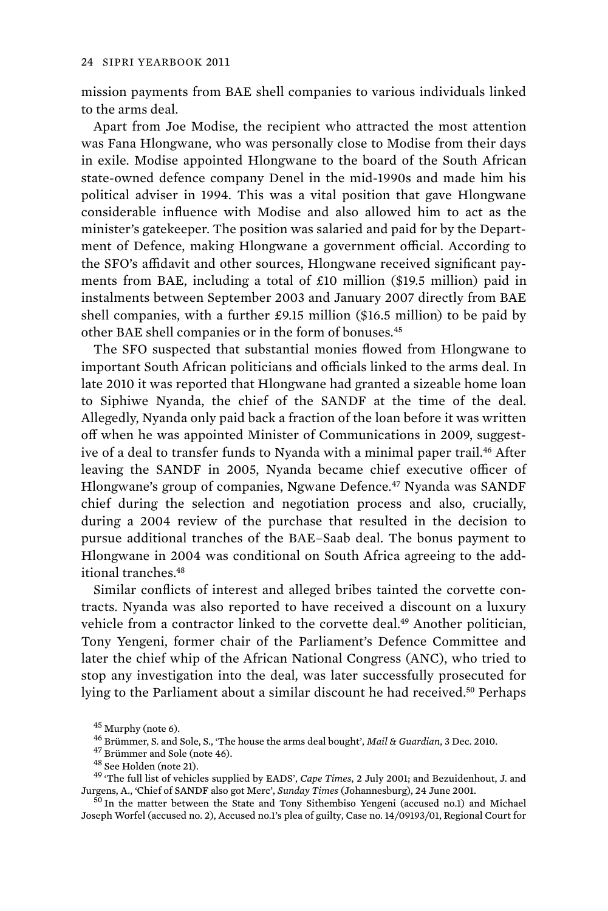mission payments from BAE shell companies to various individuals linked to the arms deal.

Apart from Joe Modise, the recipient who attracted the most attention was Fana Hlongwane, who was personally close to Modise from their days in exile. Modise appointed Hlongwane to the board of the South African state-owned defence company Denel in the mid-1990s and made him his political adviser in 1994. This was a vital position that gave Hlongwane considerable influence with Modise and also allowed him to act as the minister's gatekeeper. The position was salaried and paid for by the Department of Defence, making Hlongwane a government official. According to the SFO's affidavit and other sources, Hlongwane received significant payments from BAE, including a total of £10 million ($19.5 million) paid in instalments between September 2003 and January 2007 directly from BAE shell companies, with a further £9.15 million ($16.5 million) to be paid by other BAE shell companies or in the form of bonuses.[45]

The SFO suspected that substantial monies flowed from Hlongwane to important South African politicians and officials linked to the arms deal. In late 2010 it was reported that Hlongwane had granted a sizeable home loan to Siphiwe Nyanda, the chief of the SANDF at the time of the deal. Allegedly, Nyanda only paid back a fraction of the loan before it was written off when he was appointed Minister of Communications in 2009, suggestive of a deal to transfer funds to Nyanda with a minimal paper trail.[46] After leaving the SANDF in 2005, Nyanda became chief executive officer of Hlongwane's group of companies, Ngwane Defence.[47] Nyanda was SANDF chief during the selection and negotiation process and also, crucially, during a 2004 review of the purchase that resulted in the decision to pursue additional tranches of the BAE–Saab deal. The bonus payment to Hlongwane in 2004 was conditional on South Africa agreeing to the additional tranches.[48]

Similar conflicts of interest and alleged bribes tainted the corvette contracts. Nyanda was also reported to have received a discount on a luxury vehicle from a contractor linked to the corvette deal.[49] Another politician, Tony Yengeni, former chair of the Parliament's Defence Committee and later the chief whip of the African National Congress (ANC), who tried to stop any investigation into the deal, was later successfully prosecuted for lying to the Parliament about a similar discount he had received.[50] Perhaps

[45] Murphy (note 6).

[46] Brümmer, S. and Sole, S., 'The house the arms deal bought', *Mail & Guardian*, 3 Dec. 2010.

[47] Brümmer and Sole (note 46).

[48] See Holden (note 21).

[49] 'The full list of vehicles supplied by EADS', *Cape Times*, 2 July 2001; and Bezuidenhout, J. and Jurgens, A., 'Chief of SANDF also got Merc', *Sunday Times* (Johannesburg), 24 June 2001.

[50] In the matter between the State and Tony Sithembiso Yengeni (accused no.1) and Michael Joseph Worfel (accused no. 2), Accused no.1's plea of guilty, Case no. 14/09193/01, Regional Court for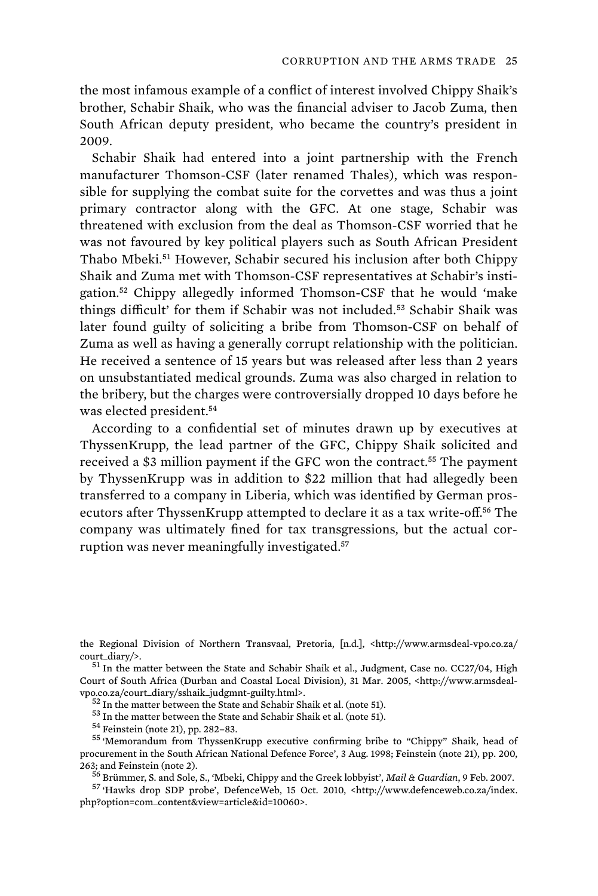the most infamous example of a conflict of interest involved Chippy Shaik's brother, Schabir Shaik, who was the financial adviser to Jacob Zuma, then South African deputy president, who became the country's president in 2009.

Schabir Shaik had entered into a joint partnership with the French manufacturer Thomson-CSF (later renamed Thales), which was responsible for supplying the combat suite for the corvettes and was thus a joint primary contractor along with the GFC. At one stage, Schabir was threatened with exclusion from the deal as Thomson-CSF worried that he was not favoured by key political players such as South African President Thabo Mbeki.[51] However, Schabir secured his inclusion after both Chippy Shaik and Zuma met with Thomson-CSF representatives at Schabir's instigation.[52] Chippy allegedly informed Thomson-CSF that he would 'make things difficult' for them if Schabir was not included.[53] Schabir Shaik was later found guilty of soliciting a bribe from Thomson-CSF on behalf of Zuma as well as having a generally corrupt relationship with the politician. He received a sentence of 15 years but was released after less than 2 years on unsubstantiated medical grounds. Zuma was also charged in relation to the bribery, but the charges were controversially dropped 10 days before he was elected president.[54]

According to a confidential set of minutes drawn up by executives at ThyssenKrupp, the lead partner of the GFC, Chippy Shaik solicited and received a $3 million payment if the GFC won the contract.[55] The payment by ThyssenKrupp was in addition to $22 million that had allegedly been transferred to a company in Liberia, which was identified by German prosecutors after ThyssenKrupp attempted to declare it as a tax write-off.[56] The company was ultimately fined for tax transgressions, but the actual corruption was never meaningfully investigated.[57]

the Regional Division of Northern Transvaal, Pretoria, [n.d.], <http://www.armsdeal-vpo.co.za/court_diary/>.

[51] In the matter between the State and Schabir Shaik et al., Judgment, Case no. CC27/04, High Court of South Africa (Durban and Coastal Local Division), 31 Mar. 2005, <http://www.armsdeal-vpo.co.za/court_diary/sshaik_judgmnt-guilty.html>.

[52] In the matter between the State and Schabir Shaik et al. (note 51).

[53] In the matter between the State and Schabir Shaik et al. (note 51).

[54] Feinstein (note 21), pp. 282–83.

[55] 'Memorandum from ThyssenKrupp executive confirming bribe to "Chippy" Shaik, head of procurement in the South African National Defence Force', 3 Aug. 1998; Feinstein (note 21), pp. 200, 263; and Feinstein (note 2).

[56] Brümmer, S. and Sole, S., 'Mbeki, Chippy and the Greek lobbyist', *Mail & Guardian*, 9 Feb. 2007.

[57] 'Hawks drop SDP probe', DefenceWeb, 15 Oct. 2010, <http://www.defenceweb.co.za/index.php?option=com_content&view=article&id=10060>.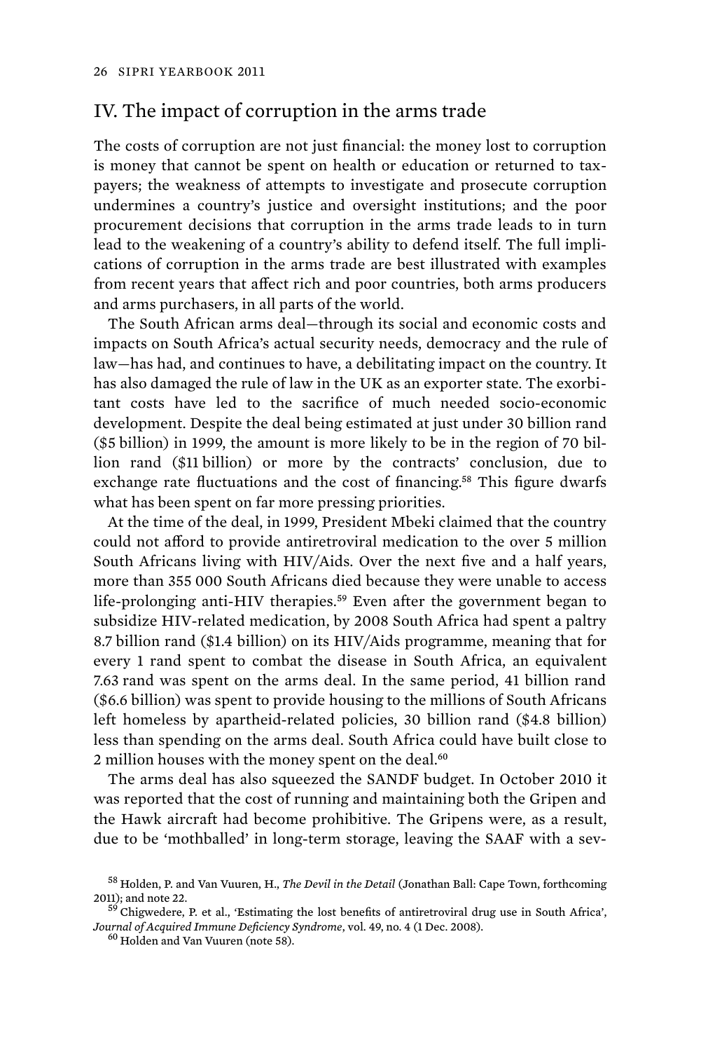## IV. The impact of corruption in the arms trade

The costs of corruption are not just financial: the money lost to corruption is money that cannot be spent on health or education or returned to taxpayers; the weakness of attempts to investigate and prosecute corruption undermines a country's justice and oversight institutions; and the poor procurement decisions that corruption in the arms trade leads to in turn lead to the weakening of a country's ability to defend itself. The full implications of corruption in the arms trade are best illustrated with examples from recent years that affect rich and poor countries, both arms producers and arms purchasers, in all parts of the world.

The South African arms deal—through its social and economic costs and impacts on South Africa's actual security needs, democracy and the rule of law—has had, and continues to have, a debilitating impact on the country. It has also damaged the rule of law in the UK as an exporter state. The exorbitant costs have led to the sacrifice of much needed socio-economic development. Despite the deal being estimated at just under 30 billion rand ($5 billion) in 1999, the amount is more likely to be in the region of 70 billion rand ($11 billion) or more by the contracts' conclusion, due to exchange rate fluctuations and the cost of financing.[58] This figure dwarfs what has been spent on far more pressing priorities.

At the time of the deal, in 1999, President Mbeki claimed that the country could not afford to provide antiretroviral medication to the over 5 million South Africans living with HIV/Aids. Over the next five and a half years, more than 355 000 South Africans died because they were unable to access life-prolonging anti-HIV therapies.[59] Even after the government began to subsidize HIV-related medication, by 2008 South Africa had spent a paltry 8.7 billion rand ($1.4 billion) on its HIV/Aids programme, meaning that for every 1 rand spent to combat the disease in South Africa, an equivalent 7.63 rand was spent on the arms deal. In the same period, 41 billion rand ($6.6 billion) was spent to provide housing to the millions of South Africans left homeless by apartheid-related policies, 30 billion rand ($4.8 billion) less than spending on the arms deal. South Africa could have built close to 2 million houses with the money spent on the deal.[60]

The arms deal has also squeezed the SANDF budget. In October 2010 it was reported that the cost of running and maintaining both the Gripen and the Hawk aircraft had become prohibitive. The Gripens were, as a result, due to be 'mothballed' in long-term storage, leaving the SAAF with a sev-

[58] Holden, P. and Van Vuuren, H., *The Devil in the Detail* (Jonathan Ball: Cape Town, forthcoming 2011); and note 22.

[59] Chigwedere, P. et al., 'Estimating the lost benefits of antiretroviral drug use in South Africa', *Journal of Acquired Immune Deficiency Syndrome*, vol. 49, no. 4 (1 Dec. 2008).

[60] Holden and Van Vuuren (note 58).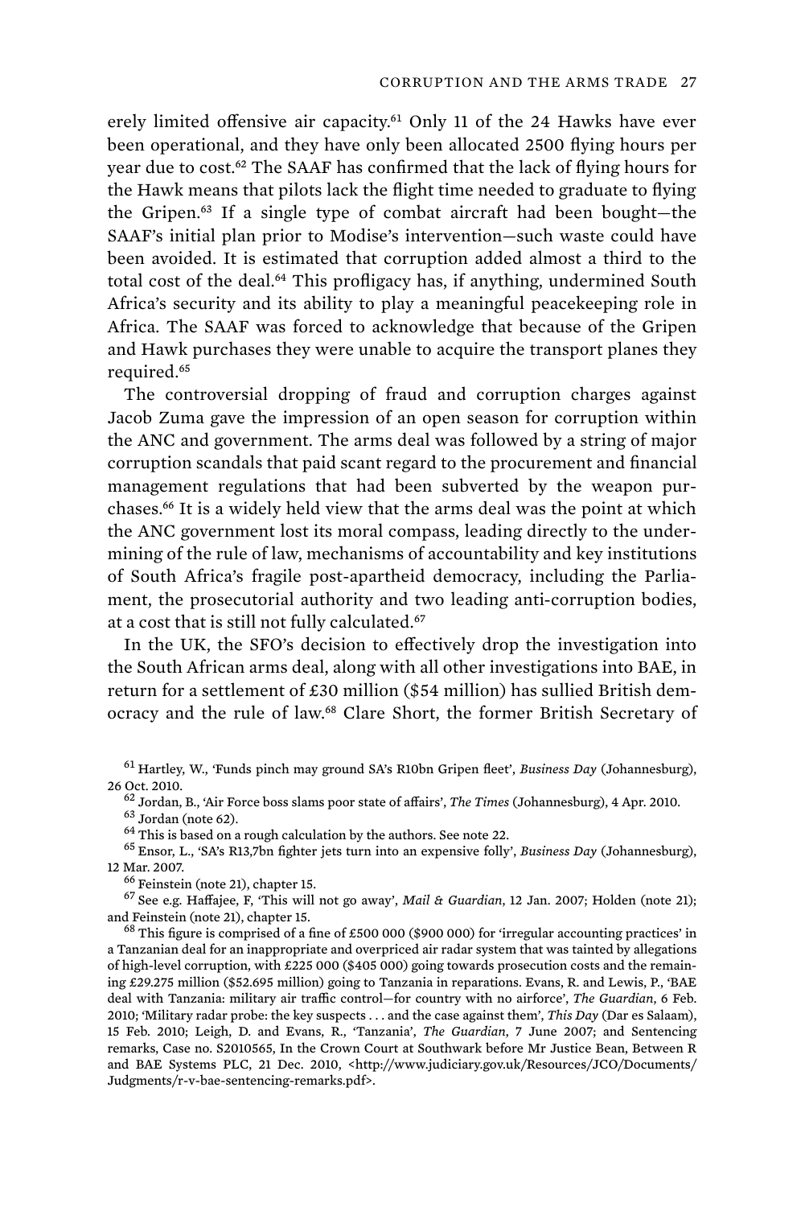erely limited offensive air capacity.[61] Only 11 of the 24 Hawks have ever been operational, and they have only been allocated 2500 flying hours per year due to cost.[62] The SAAF has confirmed that the lack of flying hours for the Hawk means that pilots lack the flight time needed to graduate to flying the Gripen.[63] If a single type of combat aircraft had been bought—the SAAF's initial plan prior to Modise's intervention—such waste could have been avoided. It is estimated that corruption added almost a third to the total cost of the deal.[64] This profligacy has, if anything, undermined South Africa's security and its ability to play a meaningful peacekeeping role in Africa. The SAAF was forced to acknowledge that because of the Gripen and Hawk purchases they were unable to acquire the transport planes they required.[65]

The controversial dropping of fraud and corruption charges against Jacob Zuma gave the impression of an open season for corruption within the ANC and government. The arms deal was followed by a string of major corruption scandals that paid scant regard to the procurement and financial management regulations that had been subverted by the weapon purchases.[66] It is a widely held view that the arms deal was the point at which the ANC government lost its moral compass, leading directly to the undermining of the rule of law, mechanisms of accountability and key institutions of South Africa's fragile post-apartheid democracy, including the Parliament, the prosecutorial authority and two leading anti-corruption bodies, at a cost that is still not fully calculated.[67]

In the UK, the SFO's decision to effectively drop the investigation into the South African arms deal, along with all other investigations into BAE, in return for a settlement of £30 million ($54 million) has sullied British democracy and the rule of law.[68] Clare Short, the former British Secretary of

[61] Hartley, W., 'Funds pinch may ground SA's R10bn Gripen fleet', *Business Day* (Johannesburg), 26 Oct. 2010.

[62] Jordan, B., 'Air Force boss slams poor state of affairs', *The Times* (Johannesburg), 4 Apr. 2010.

[63] Jordan (note 62).

[64] This is based on a rough calculation by the authors. See note 22.

[65] Ensor, L., 'SA's R13,7bn fighter jets turn into an expensive folly', *Business Day* (Johannesburg), 12 Mar. 2007.

[66] Feinstein (note 21), chapter 15.

[67] See e.g. Haffajee, F, 'This will not go away', *Mail & Guardian*, 12 Jan. 2007; Holden (note 21); and Feinstein (note 21), chapter 15.

[68] This figure is comprised of a fine of £500 000 ($900 000) for 'irregular accounting practices' in a Tanzanian deal for an inappropriate and overpriced air radar system that was tainted by allegations of high-level corruption, with £225 000 ($405 000) going towards prosecution costs and the remaining £29.275 million ($52.695 million) going to Tanzania in reparations. Evans, R. and Lewis, P., 'BAE deal with Tanzania: military air traffic control—for country with no airforce', *The Guardian*, 6 Feb. 2010; 'Military radar probe: the key suspects . . . and the case against them', *This Day* (Dar es Salaam), 15 Feb. 2010; Leigh, D. and Evans, R., 'Tanzania', *The Guardian*, 7 June 2007; and Sentencing remarks, Case no. S2010565, In the Crown Court at Southwark before Mr Justice Bean, Between R and BAE Systems PLC, 21 Dec. 2010, <http://www.judiciary.gov.uk/Resources/JCO/Documents/Judgments/r-v-bae-sentencing-remarks.pdf>.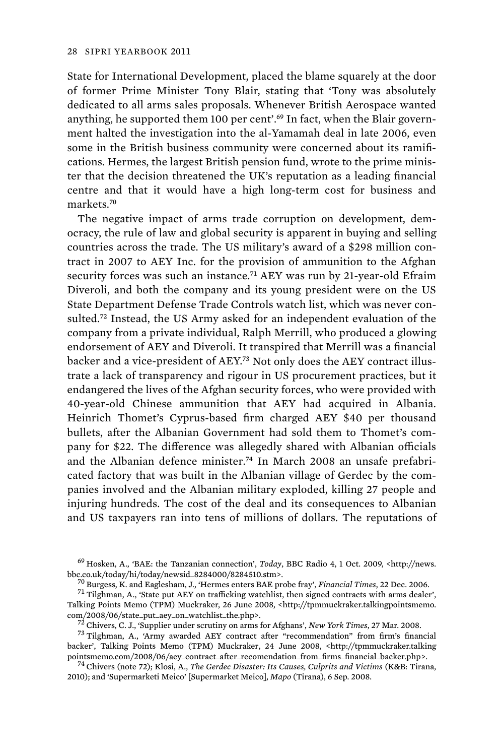State for International Development, placed the blame squarely at the door of former Prime Minister Tony Blair, stating that 'Tony was absolutely dedicated to all arms sales proposals. Whenever British Aerospace wanted anything, he supported them 100 per cent'.[69] In fact, when the Blair government halted the investigation into the al-Yamamah deal in late 2006, even some in the British business community were concerned about its ramifications. Hermes, the largest British pension fund, wrote to the prime minister that the decision threatened the UK's reputation as a leading financial centre and that it would have a high long-term cost for business and markets.[70]

The negative impact of arms trade corruption on development, democracy, the rule of law and global security is apparent in buying and selling countries across the trade. The US military's award of a $298 million contract in 2007 to AEY Inc. for the provision of ammunition to the Afghan security forces was such an instance.[71] AEY was run by 21-year-old Efraim Diveroli, and both the company and its young president were on the US State Department Defense Trade Controls watch list, which was never consulted.[72] Instead, the US Army asked for an independent evaluation of the company from a private individual, Ralph Merrill, who produced a glowing endorsement of AEY and Diveroli. It transpired that Merrill was a financial backer and a vice-president of AEY.[73] Not only does the AEY contract illustrate a lack of transparency and rigour in US procurement practices, but it endangered the lives of the Afghan security forces, who were provided with 40-year-old Chinese ammunition that AEY had acquired in Albania. Heinrich Thomet's Cyprus-based firm charged AEY $40 per thousand bullets, after the Albanian Government had sold them to Thomet's company for $22. The difference was allegedly shared with Albanian officials and the Albanian defence minister.[74] In March 2008 an unsafe prefabricated factory that was built in the Albanian village of Gerdec by the companies involved and the Albanian military exploded, killing 27 people and injuring hundreds. The cost of the deal and its consequences to Albanian and US taxpayers ran into tens of millions of dollars. The reputations of

---

[69] Hosken, A., 'BAE: the Tanzanian connection', *Today*, BBC Radio 4, 1 Oct. 2009, <http://news.bbc.co.uk/today/hi/today/newsid_8284000/8284510.stm>.

[70] Burgess, K. and Eaglesham, J., 'Hermes enters BAE probe fray', *Financial Times*, 22 Dec. 2006.

[71] Tilghman, A., 'State put AEY on trafficking watchlist, then signed contracts with arms dealer', Talking Points Memo (TPM) Muckraker, 26 June 2008, <http://tpmmuckraker.talkingpointsmemo.com/2008/06/state_put_aey_on_watchlist_the.php>.

[72] Chivers, C. J., 'Supplier under scrutiny on arms for Afghans', *New York Times*, 27 Mar. 2008.

[73] Tilghman, A., 'Army awarded AEY contract after "recommendation" from firm's financial backer', Talking Points Memo (TPM) Muckraker, 24 June 2008, <http://tpmmuckraker.talkingpointsmemo.com/2008/06/aey_contract_after_recomendation_from_firms_financial_backer.php>.

[74] Chivers (note 72); Klosi, A., *The Gerdec Disaster: Its Causes, Culprits and Victims* (K&B: Tirana, 2010); and 'Supermarketi Meico' [Supermarket Meico], *Mapo* (Tirana), 6 Sep. 2008.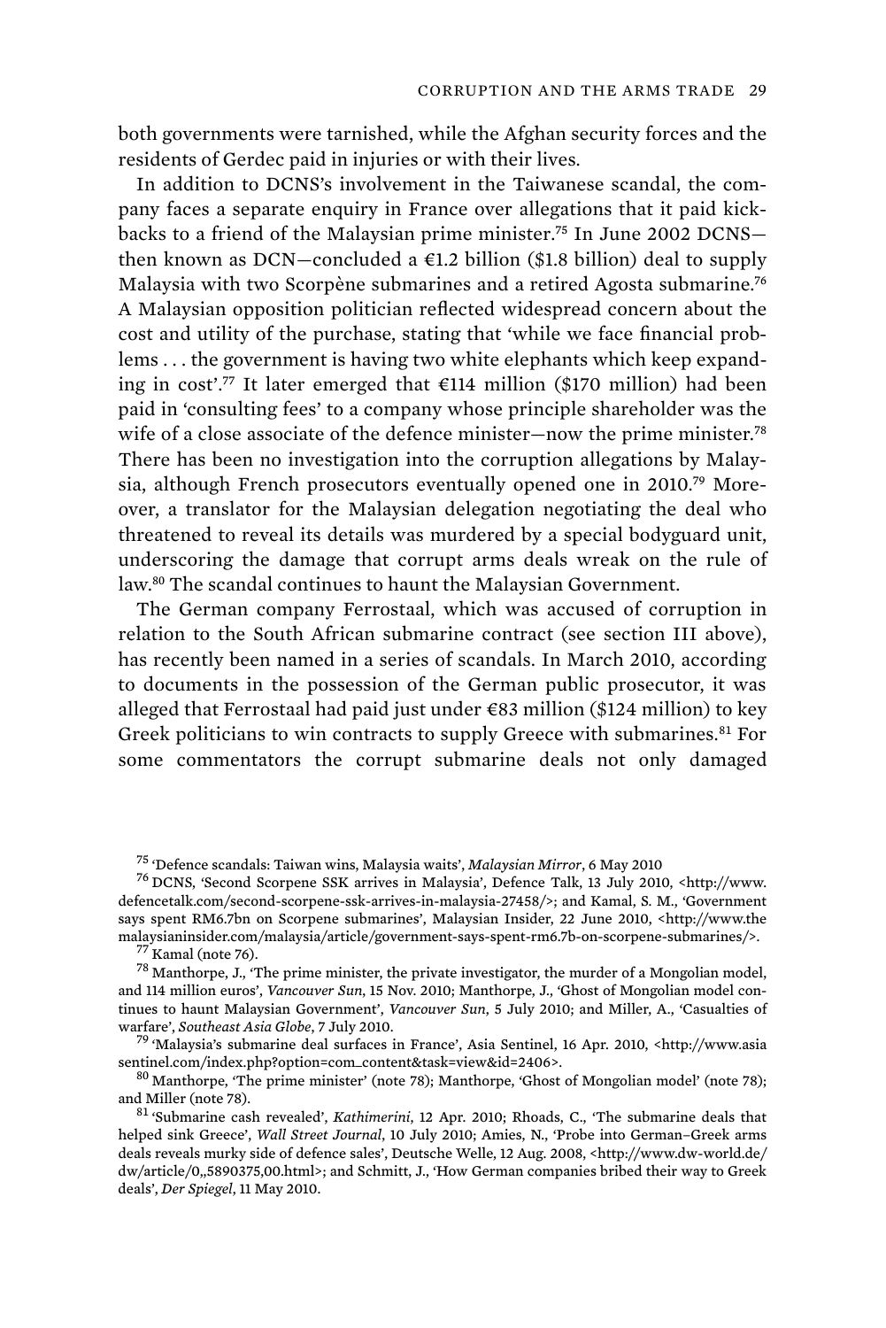both governments were tarnished, while the Afghan security forces and the residents of Gerdec paid in injuries or with their lives.

In addition to DCNS's involvement in the Taiwanese scandal, the company faces a separate enquiry in France over allegations that it paid kickbacks to a friend of the Malaysian prime minister.[75] In June 2002 DCNS—then known as DCN—concluded a €1.2 billion ($1.8 billion) deal to supply Malaysia with two Scorpène submarines and a retired Agosta submarine.[76] A Malaysian opposition politician reflected widespread concern about the cost and utility of the purchase, stating that 'while we face financial problems . . . the government is having two white elephants which keep expanding in cost'.[77] It later emerged that €114 million ($170 million) had been paid in 'consulting fees' to a company whose principle shareholder was the wife of a close associate of the defence minister—now the prime minister.[78] There has been no investigation into the corruption allegations by Malaysia, although French prosecutors eventually opened one in 2010.[79] Moreover, a translator for the Malaysian delegation negotiating the deal who threatened to reveal its details was murdered by a special bodyguard unit, underscoring the damage that corrupt arms deals wreak on the rule of law.[80] The scandal continues to haunt the Malaysian Government.

The German company Ferrostaal, which was accused of corruption in relation to the South African submarine contract (see section III above), has recently been named in a series of scandals. In March 2010, according to documents in the possession of the German public prosecutor, it was alleged that Ferrostaal had paid just under €83 million ($124 million) to key Greek politicians to win contracts to supply Greece with submarines.[81] For some commentators the corrupt submarine deals not only damaged

---

[75] 'Defence scandals: Taiwan wins, Malaysia waits', *Malaysian Mirror*, 6 May 2010

[76] DCNS, 'Second Scorpene SSK arrives in Malaysia', Defence Talk, 13 July 2010, <http://www.defencetalk.com/second-scorpene-ssk-arrives-in-malaysia-27458/>; and Kamal, S. M., 'Government says spent RM6.7bn on Scorpene submarines', Malaysian Insider, 22 June 2010, <http://www.themalaysianinsider.com/malaysia/article/government-says-spent-rm6.7b-on-scorpene-submarines/>.

[77] Kamal (note 76).

[78] Manthorpe, J., 'The prime minister, the private investigator, the murder of a Mongolian model, and 114 million euros', *Vancouver Sun*, 15 Nov. 2010; Manthorpe, J., 'Ghost of Mongolian model continues to haunt Malaysian Government', *Vancouver Sun*, 5 July 2010; and Miller, A., 'Casualties of warfare', *Southeast Asia Globe*, 7 July 2010.

[79] 'Malaysia's submarine deal surfaces in France', Asia Sentinel, 16 Apr. 2010, <http://www.asiasentinel.com/index.php?option=com_content&task=view&id=2406>.

[80] Manthorpe, 'The prime minister' (note 78); Manthorpe, 'Ghost of Mongolian model' (note 78); and Miller (note 78).

[81] 'Submarine cash revealed', *Kathimerini*, 12 Apr. 2010; Rhoads, C., 'The submarine deals that helped sink Greece', *Wall Street Journal*, 10 July 2010; Amies, N., 'Probe into German–Greek arms deals reveals murky side of defence sales', Deutsche Welle, 12 Aug. 2008, <http://www.dw-world.de/dw/article/0,,5890375,00.html>; and Schmitt, J., 'How German companies bribed their way to Greek deals', *Der Spiegel*, 11 May 2010.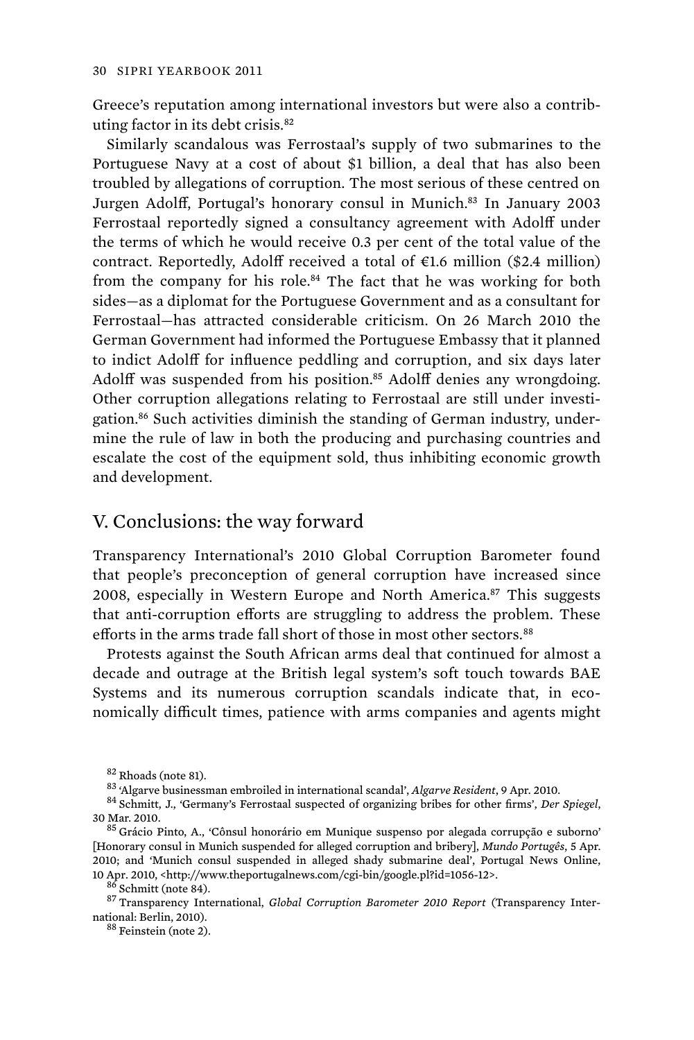Greece's reputation among international investors but were also a contributing factor in its debt crisis.[82]

Similarly scandalous was Ferrostaal's supply of two submarines to the Portuguese Navy at a cost of about $1 billion, a deal that has also been troubled by allegations of corruption. The most serious of these centred on Jurgen Adolff, Portugal's honorary consul in Munich.[83] In January 2003 Ferrostaal reportedly signed a consultancy agreement with Adolff under the terms of which he would receive 0.3 per cent of the total value of the contract. Reportedly, Adolff received a total of €1.6 million ($2.4 million) from the company for his role.[84] The fact that he was working for both sides—as a diplomat for the Portuguese Government and as a consultant for Ferrostaal—has attracted considerable criticism. On 26 March 2010 the German Government had informed the Portuguese Embassy that it planned to indict Adolff for influence peddling and corruption, and six days later Adolff was suspended from his position.[85] Adolff denies any wrongdoing. Other corruption allegations relating to Ferrostaal are still under investigation.[86] Such activities diminish the standing of German industry, undermine the rule of law in both the producing and purchasing countries and escalate the cost of the equipment sold, thus inhibiting economic growth and development.

## V. Conclusions: the way forward

Transparency International's 2010 Global Corruption Barometer found that people's preconception of general corruption have increased since 2008, especially in Western Europe and North America.[87] This suggests that anti-corruption efforts are struggling to address the problem. These efforts in the arms trade fall short of those in most other sectors.[88]

Protests against the South African arms deal that continued for almost a decade and outrage at the British legal system's soft touch towards BAE Systems and its numerous corruption scandals indicate that, in economically difficult times, patience with arms companies and agents might

[82] Rhoads (note 81).

[83] 'Algarve businessman embroiled in international scandal', *Algarve Resident*, 9 Apr. 2010.

[84] Schmitt, J., 'Germany's Ferrostaal suspected of organizing bribes for other firms', *Der Spiegel*, 30 Mar. 2010.

[85] Grácio Pinto, A., 'Cônsul honorário em Munique suspenso por alegada corrupção e suborno' [Honorary consul in Munich suspended for alleged corruption and bribery], *Mundo Portugês*, 5 Apr. 2010; and 'Munich consul suspended in alleged shady submarine deal', Portugal News Online, 10 Apr. 2010, <http://www.theportugalnews.com/cgi-bin/google.pl?id=1056-12>.

[86] Schmitt (note 84).

[87] Transparency International, *Global Corruption Barometer 2010 Report* (Transparency International: Berlin, 2010).

[88] Feinstein (note 2).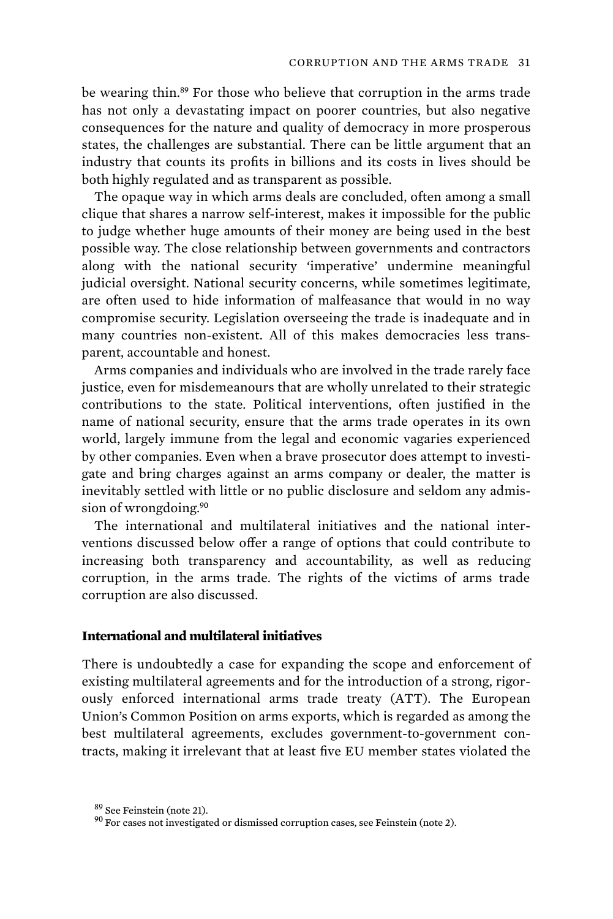be wearing thin.[89] For those who believe that corruption in the arms trade has not only a devastating impact on poorer countries, but also negative consequences for the nature and quality of democracy in more prosperous states, the challenges are substantial. There can be little argument that an industry that counts its profits in billions and its costs in lives should be both highly regulated and as transparent as possible.

The opaque way in which arms deals are concluded, often among a small clique that shares a narrow self-interest, makes it impossible for the public to judge whether huge amounts of their money are being used in the best possible way. The close relationship between governments and contractors along with the national security 'imperative' undermine meaningful judicial oversight. National security concerns, while sometimes legitimate, are often used to hide information of malfeasance that would in no way compromise security. Legislation overseeing the trade is inadequate and in many countries non-existent. All of this makes democracies less transparent, accountable and honest.

Arms companies and individuals who are involved in the trade rarely face justice, even for misdemeanours that are wholly unrelated to their strategic contributions to the state. Political interventions, often justified in the name of national security, ensure that the arms trade operates in its own world, largely immune from the legal and economic vagaries experienced by other companies. Even when a brave prosecutor does attempt to investigate and bring charges against an arms company or dealer, the matter is inevitably settled with little or no public disclosure and seldom any admission of wrongdoing.[90]

The international and multilateral initiatives and the national interventions discussed below offer a range of options that could contribute to increasing both transparency and accountability, as well as reducing corruption, in the arms trade. The rights of the victims of arms trade corruption are also discussed.

## International and multilateral initiatives

There is undoubtedly a case for expanding the scope and enforcement of existing multilateral agreements and for the introduction of a strong, rigorously enforced international arms trade treaty (ATT). The European Union's Common Position on arms exports, which is regarded as among the best multilateral agreements, excludes government-to-government contracts, making it irrelevant that at least five EU member states violated the

[89] See Feinstein (note 21).

[90] For cases not investigated or dismissed corruption cases, see Feinstein (note 2).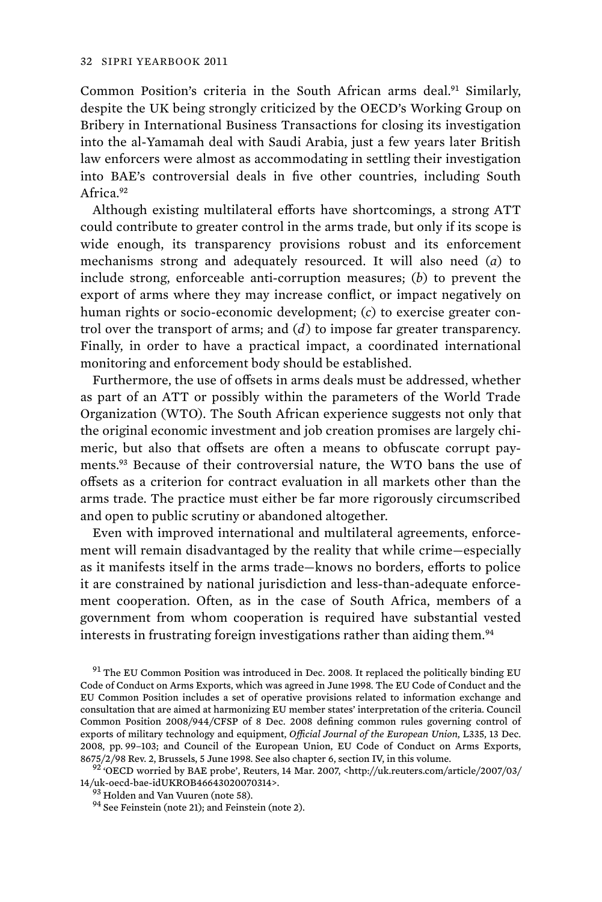Common Position's criteria in the South African arms deal.[91] Similarly, despite the UK being strongly criticized by the OECD's Working Group on Bribery in International Business Transactions for closing its investigation into the al-Yamamah deal with Saudi Arabia, just a few years later British law enforcers were almost as accommodating in settling their investigation into BAE's controversial deals in five other countries, including South Africa.[92]

Although existing multilateral efforts have shortcomings, a strong ATT could contribute to greater control in the arms trade, but only if its scope is wide enough, its transparency provisions robust and its enforcement mechanisms strong and adequately resourced. It will also need (*a*) to include strong, enforceable anti-corruption measures; (*b*) to prevent the export of arms where they may increase conflict, or impact negatively on human rights or socio-economic development; (*c*) to exercise greater control over the transport of arms; and (*d*) to impose far greater transparency. Finally, in order to have a practical impact, a coordinated international monitoring and enforcement body should be established.

Furthermore, the use of offsets in arms deals must be addressed, whether as part of an ATT or possibly within the parameters of the World Trade Organization (WTO). The South African experience suggests not only that the original economic investment and job creation promises are largely chimeric, but also that offsets are often a means to obfuscate corrupt payments.[93] Because of their controversial nature, the WTO bans the use of offsets as a criterion for contract evaluation in all markets other than the arms trade. The practice must either be far more rigorously circumscribed and open to public scrutiny or abandoned altogether.

Even with improved international and multilateral agreements, enforcement will remain disadvantaged by the reality that while crime—especially as it manifests itself in the arms trade—knows no borders, efforts to police it are constrained by national jurisdiction and less-than-adequate enforcement cooperation. Often, as in the case of South Africa, members of a government from whom cooperation is required have substantial vested interests in frustrating foreign investigations rather than aiding them.[94]

[91] The EU Common Position was introduced in Dec. 2008. It replaced the politically binding EU Code of Conduct on Arms Exports, which was agreed in June 1998. The EU Code of Conduct and the EU Common Position includes a set of operative provisions related to information exchange and consultation that are aimed at harmonizing EU member states' interpretation of the criteria. Council Common Position 2008/944/CFSP of 8 Dec. 2008 defining common rules governing control of exports of military technology and equipment, *Official Journal of the European Union*, L335, 13 Dec. 2008, pp. 99–103; and Council of the European Union, EU Code of Conduct on Arms Exports, 8675/2/98 Rev. 2, Brussels, 5 June 1998. See also chapter 6, section IV, in this volume.

[92] 'OECD worried by BAE probe', Reuters, 14 Mar. 2007, <http://uk.reuters.com/article/2007/03/14/uk-oecd-bae-idUKROB46643020070314>.

[93] Holden and Van Vuuren (note 58).

[94] See Feinstein (note 21); and Feinstein (note 2).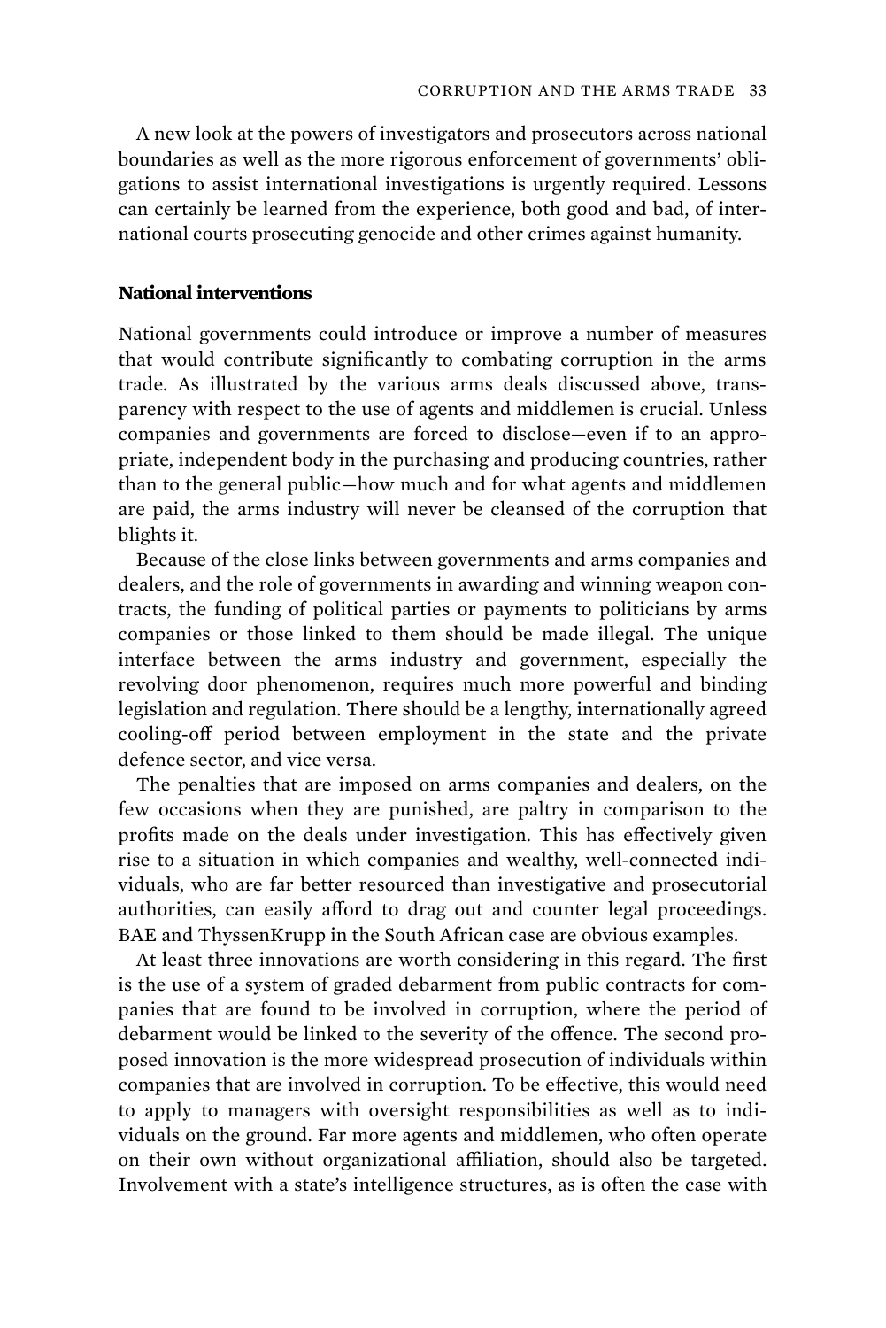A new look at the powers of investigators and prosecutors across national boundaries as well as the more rigorous enforcement of governments' obligations to assist international investigations is urgently required. Lessons can certainly be learned from the experience, both good and bad, of international courts prosecuting genocide and other crimes against humanity.

## National interventions

National governments could introduce or improve a number of measures that would contribute significantly to combating corruption in the arms trade. As illustrated by the various arms deals discussed above, transparency with respect to the use of agents and middlemen is crucial. Unless companies and governments are forced to disclose—even if to an appropriate, independent body in the purchasing and producing countries, rather than to the general public—how much and for what agents and middlemen are paid, the arms industry will never be cleansed of the corruption that blights it.

Because of the close links between governments and arms companies and dealers, and the role of governments in awarding and winning weapon contracts, the funding of political parties or payments to politicians by arms companies or those linked to them should be made illegal. The unique interface between the arms industry and government, especially the revolving door phenomenon, requires much more powerful and binding legislation and regulation. There should be a lengthy, internationally agreed cooling-off period between employment in the state and the private defence sector, and vice versa.

The penalties that are imposed on arms companies and dealers, on the few occasions when they are punished, are paltry in comparison to the profits made on the deals under investigation. This has effectively given rise to a situation in which companies and wealthy, well-connected individuals, who are far better resourced than investigative and prosecutorial authorities, can easily afford to drag out and counter legal proceedings. BAE and ThyssenKrupp in the South African case are obvious examples.

At least three innovations are worth considering in this regard. The first is the use of a system of graded debarment from public contracts for companies that are found to be involved in corruption, where the period of debarment would be linked to the severity of the offence. The second proposed innovation is the more widespread prosecution of individuals within companies that are involved in corruption. To be effective, this would need to apply to managers with oversight responsibilities as well as to individuals on the ground. Far more agents and middlemen, who often operate on their own without organizational affiliation, should also be targeted. Involvement with a state's intelligence structures, as is often the case with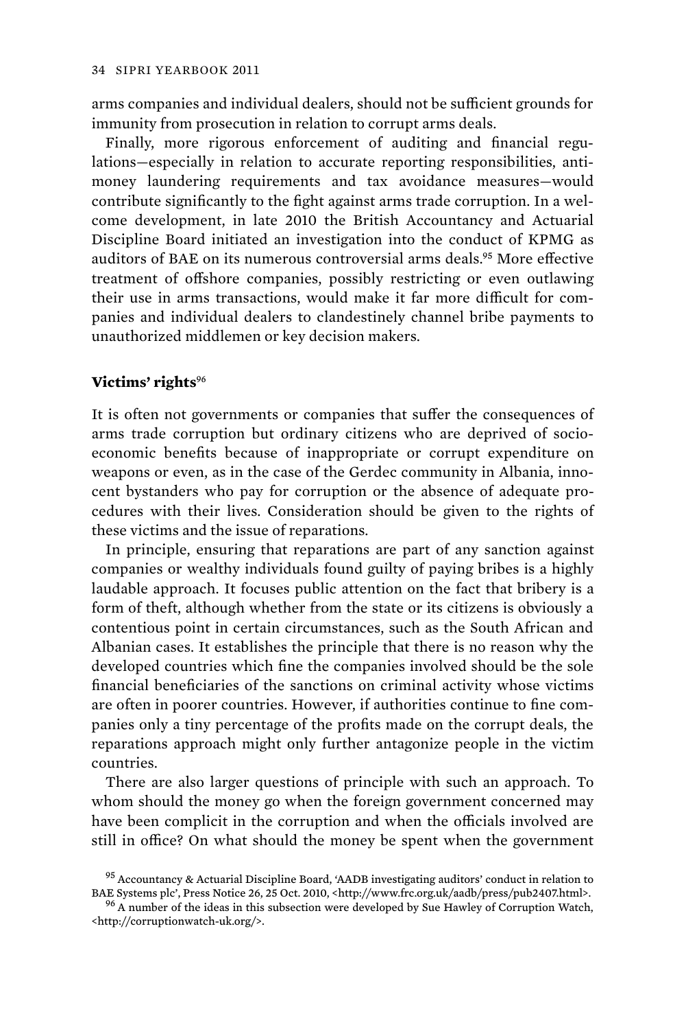arms companies and individual dealers, should not be sufficient grounds for immunity from prosecution in relation to corrupt arms deals.

Finally, more rigorous enforcement of auditing and financial regulations—especially in relation to accurate reporting responsibilities, anti-money laundering requirements and tax avoidance measures—would contribute significantly to the fight against arms trade corruption. In a welcome development, in late 2010 the British Accountancy and Actuarial Discipline Board initiated an investigation into the conduct of KPMG as auditors of BAE on its numerous controversial arms deals.[95] More effective treatment of offshore companies, possibly restricting or even outlawing their use in arms transactions, would make it far more difficult for companies and individual dealers to clandestinely channel bribe payments to unauthorized middlemen or key decision makers.

### Victims' rights[96]

It is often not governments or companies that suffer the consequences of arms trade corruption but ordinary citizens who are deprived of socio-economic benefits because of inappropriate or corrupt expenditure on weapons or even, as in the case of the Gerdec community in Albania, innocent bystanders who pay for corruption or the absence of adequate procedures with their lives. Consideration should be given to the rights of these victims and the issue of reparations.

In principle, ensuring that reparations are part of any sanction against companies or wealthy individuals found guilty of paying bribes is a highly laudable approach. It focuses public attention on the fact that bribery is a form of theft, although whether from the state or its citizens is obviously a contentious point in certain circumstances, such as the South African and Albanian cases. It establishes the principle that there is no reason why the developed countries which fine the companies involved should be the sole financial beneficiaries of the sanctions on criminal activity whose victims are often in poorer countries. However, if authorities continue to fine companies only a tiny percentage of the profits made on the corrupt deals, the reparations approach might only further antagonize people in the victim countries.

There are also larger questions of principle with such an approach. To whom should the money go when the foreign government concerned may have been complicit in the corruption and when the officials involved are still in office? On what should the money be spent when the government

[95] Accountancy & Actuarial Discipline Board, 'AADB investigating auditors' conduct in relation to BAE Systems plc', Press Notice 26, 25 Oct. 2010, <http://www.frc.org.uk/aadb/press/pub2407.html>.

[96] A number of the ideas in this subsection were developed by Sue Hawley of Corruption Watch, <http://corruptionwatch-uk.org/>.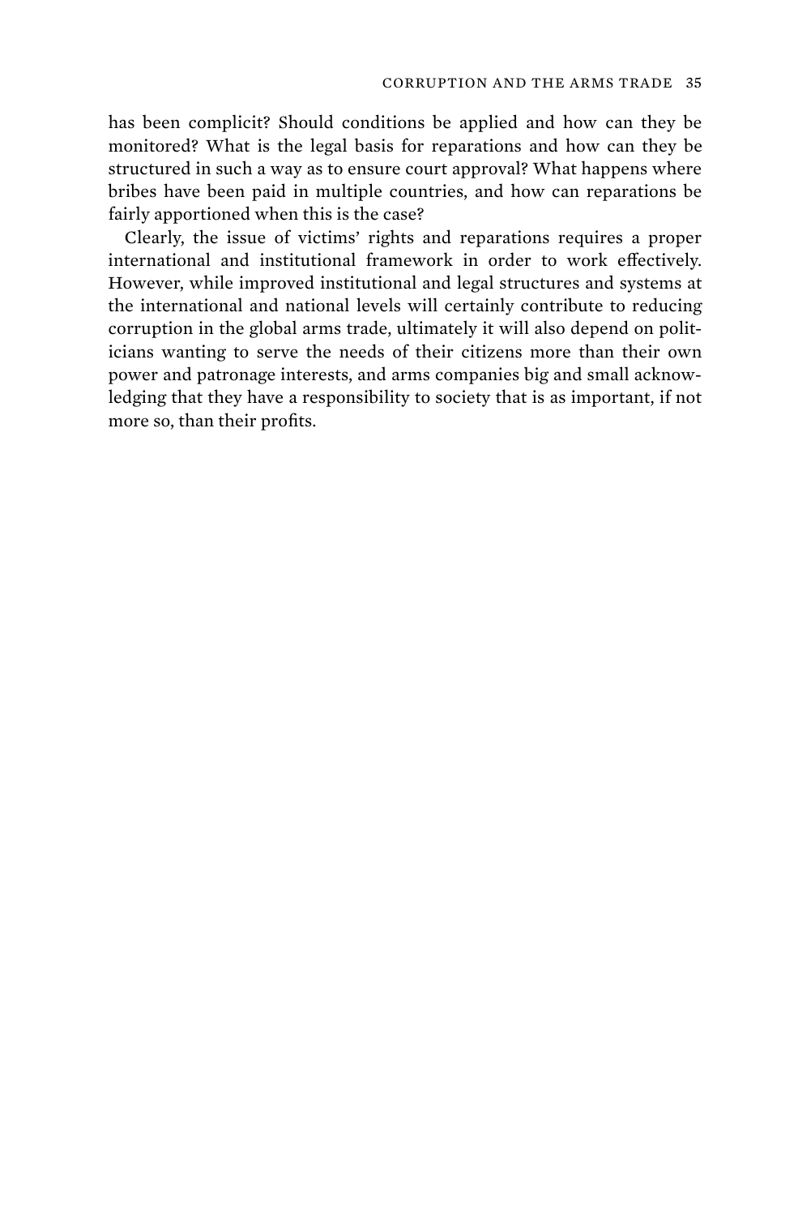has been complicit? Should conditions be applied and how can they be monitored? What is the legal basis for reparations and how can they be structured in such a way as to ensure court approval? What happens where bribes have been paid in multiple countries, and how can reparations be fairly apportioned when this is the case?

Clearly, the issue of victims' rights and reparations requires a proper international and institutional framework in order to work effectively. However, while improved institutional and legal structures and systems at the international and national levels will certainly contribute to reducing corruption in the global arms trade, ultimately it will also depend on politicians wanting to serve the needs of their citizens more than their own power and patronage interests, and arms companies big and small acknowledging that they have a responsibility to society that is as important, if not more so, than their profits.